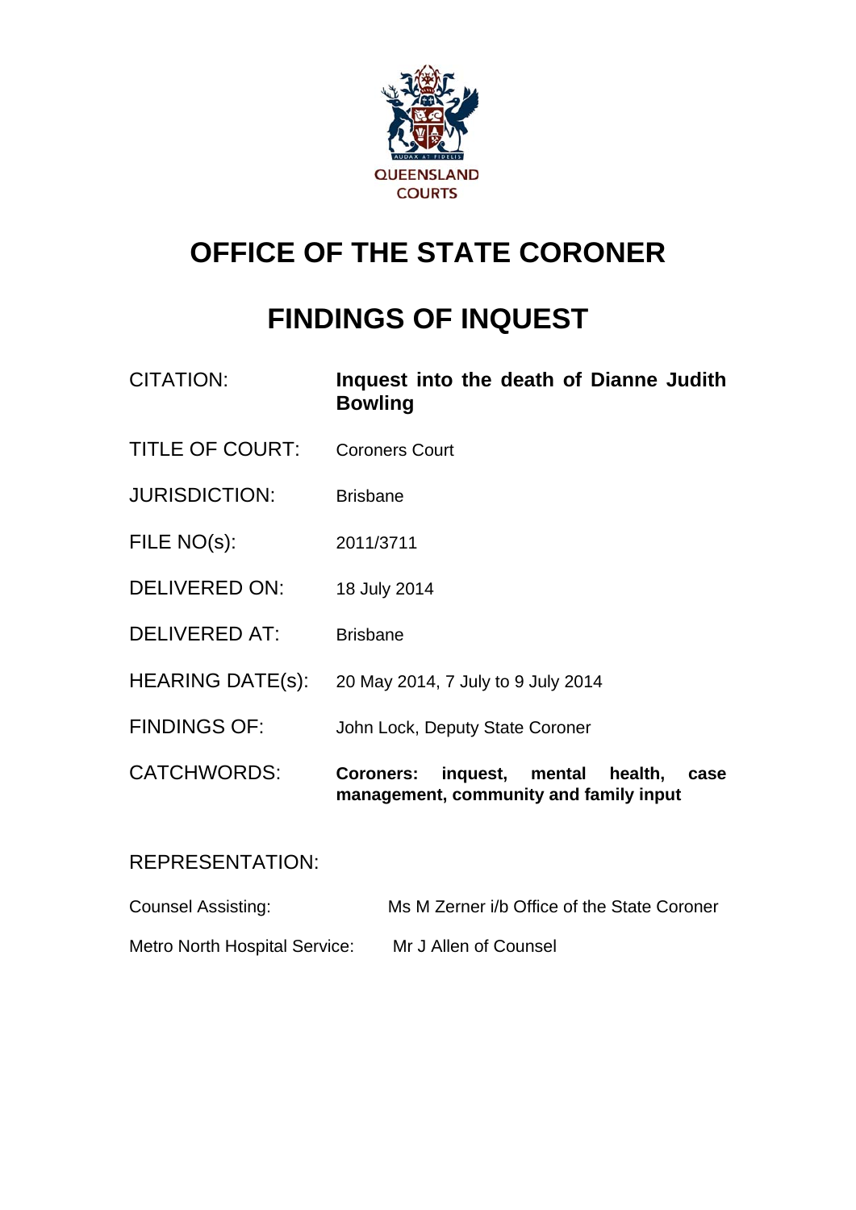QUEENSLAND COURTS

# OFFICE OF THE STATE CORONER

# FINDINGS OF INQUEST

| | |
|---|---|
| CITATION: | **Inquest into the death of Dianne Judith Bowling** |
| TITLE OF COURT: | Coroners Court |
| JURISDICTION: | Brisbane |
| FILE NO(s): | 2011/3711 |
| DELIVERED ON: | 18 July 2014 |
| DELIVERED AT: | Brisbane |
| HEARING DATE(s): | 20 May 2014, 7 July to 9 July 2014 |
| FINDINGS OF: | John Lock, Deputy State Coroner |
| CATCHWORDS: | **Coroners: inquest, mental health, case management, community and family input** |

REPRESENTATION:

| | |
|---|---|
| Counsel Assisting: | Ms M Zerner i/b Office of the State Coroner |
| Metro North Hospital Service: | Mr J Allen of Counsel |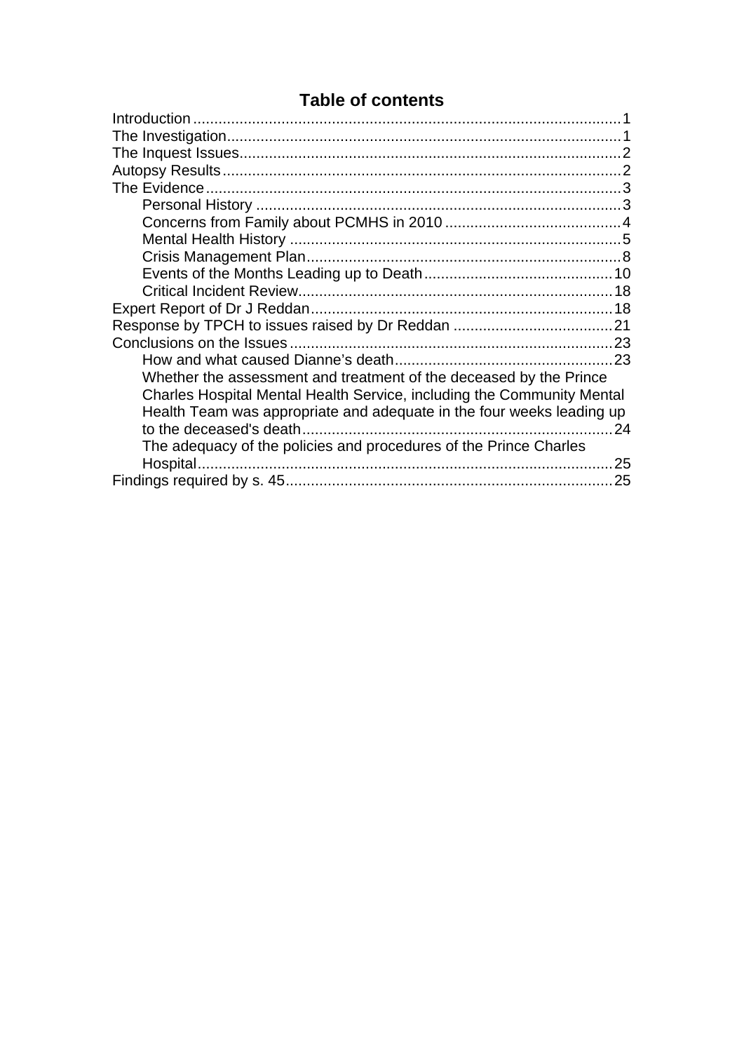# Table of contents

- Introduction ........................................................................................................ 1
- The Investigation ............................................................................................... 1
- The Inquest Issues ............................................................................................. 2
- Autopsy Results ................................................................................................. 2
- The Evidence ...................................................................................................... 3
  - Personal History ........................................................................................... 3
  - Concerns from Family about PCMHS in 2010 .............................................. 4
  - Mental Health History .................................................................................... 5
  - Crisis Management Plan ................................................................................ 8
  - Events of the Months Leading up to Death ................................................. 10
  - Critical Incident Review ................................................................................ 18
- Expert Report of Dr J Reddan .......................................................................... 18
- Response by TPCH to issues raised by Dr Reddan ........................................ 21
- Conclusions on the Issues ................................................................................ 23
  - How and what caused Dianne's death ......................................................... 23
  - Whether the assessment and treatment of the deceased by the Prince Charles Hospital Mental Health Service, including the Community Mental Health Team was appropriate and adequate in the four weeks leading up to the deceased's death ............................................................................ 24
  - The adequacy of the policies and procedures of the Prince Charles Hospital ........................................................................................................ 25
- Findings required by s. 45 ................................................................................. 25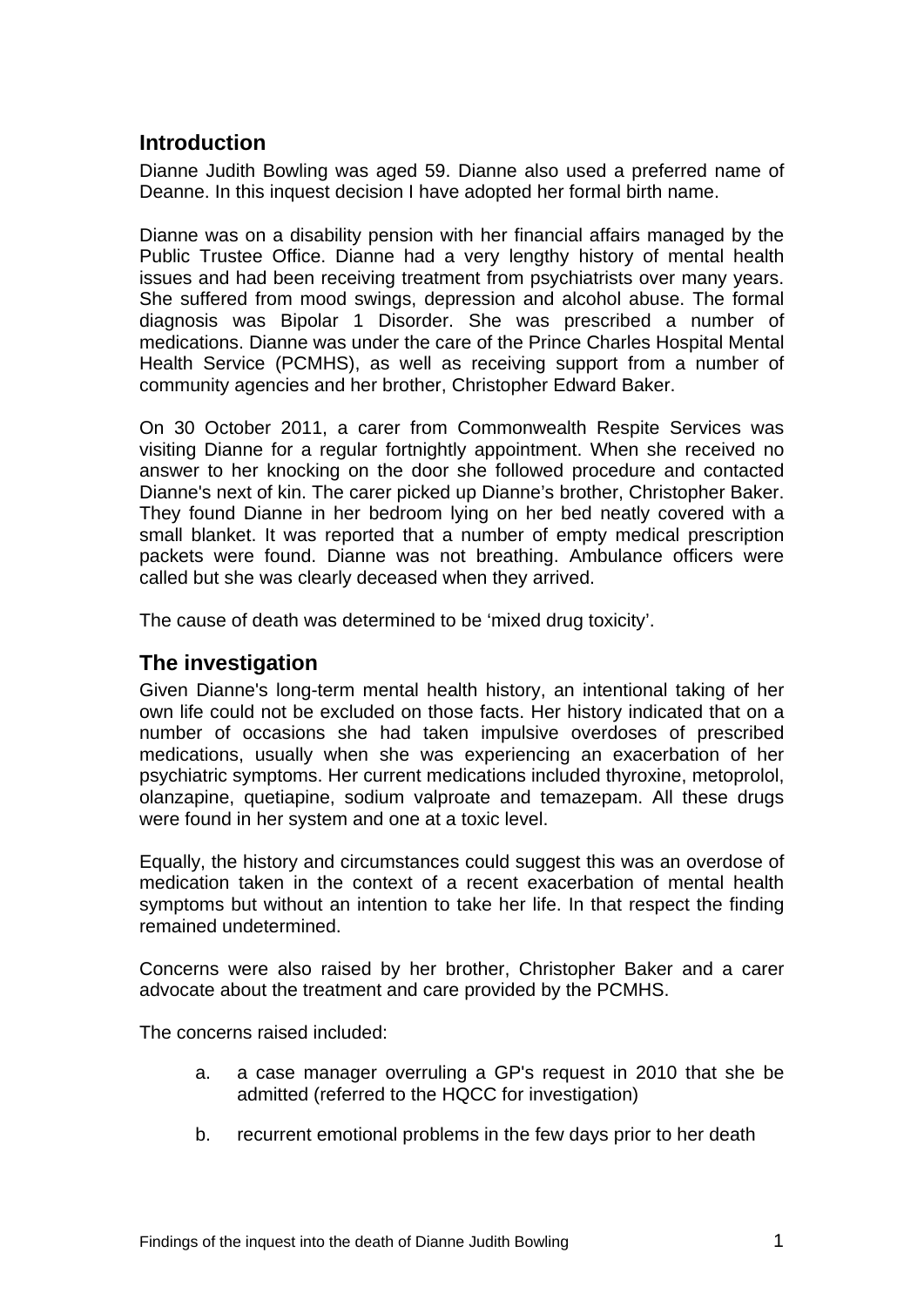## Introduction

Dianne Judith Bowling was aged 59. Dianne also used a preferred name of Deanne. In this inquest decision I have adopted her formal birth name.

Dianne was on a disability pension with her financial affairs managed by the Public Trustee Office. Dianne had a very lengthy history of mental health issues and had been receiving treatment from psychiatrists over many years. She suffered from mood swings, depression and alcohol abuse. The formal diagnosis was Bipolar 1 Disorder. She was prescribed a number of medications. Dianne was under the care of the Prince Charles Hospital Mental Health Service (PCMHS), as well as receiving support from a number of community agencies and her brother, Christopher Edward Baker.

On 30 October 2011, a carer from Commonwealth Respite Services was visiting Dianne for a regular fortnightly appointment. When she received no answer to her knocking on the door she followed procedure and contacted Dianne's next of kin. The carer picked up Dianne's brother, Christopher Baker. They found Dianne in her bedroom lying on her bed neatly covered with a small blanket. It was reported that a number of empty medical prescription packets were found. Dianne was not breathing. Ambulance officers were called but she was clearly deceased when they arrived.

The cause of death was determined to be 'mixed drug toxicity'.

## The investigation

Given Dianne's long-term mental health history, an intentional taking of her own life could not be excluded on those facts. Her history indicated that on a number of occasions she had taken impulsive overdoses of prescribed medications, usually when she was experiencing an exacerbation of her psychiatric symptoms. Her current medications included thyroxine, metoprolol, olanzapine, quetiapine, sodium valproate and temazepam. All these drugs were found in her system and one at a toxic level.

Equally, the history and circumstances could suggest this was an overdose of medication taken in the context of a recent exacerbation of mental health symptoms but without an intention to take her life. In that respect the finding remained undetermined.

Concerns were also raised by her brother, Christopher Baker and a carer advocate about the treatment and care provided by the PCMHS.

The concerns raised included:

a. a case manager overruling a GP's request in 2010 that she be admitted (referred to the HQCC for investigation)

b. recurrent emotional problems in the few days prior to her death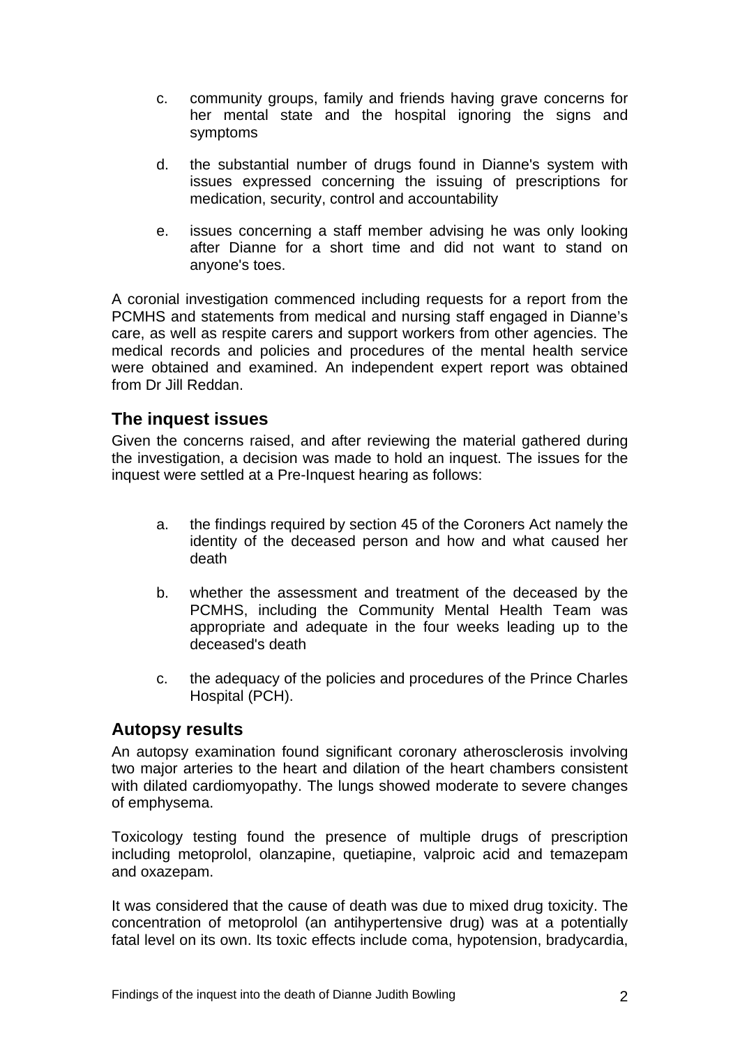c. community groups, family and friends having grave concerns for her mental state and the hospital ignoring the signs and symptoms

d. the substantial number of drugs found in Dianne's system with issues expressed concerning the issuing of prescriptions for medication, security, control and accountability

e. issues concerning a staff member advising he was only looking after Dianne for a short time and did not want to stand on anyone's toes.

A coronial investigation commenced including requests for a report from the PCMHS and statements from medical and nursing staff engaged in Dianne's care, as well as respite carers and support workers from other agencies. The medical records and policies and procedures of the mental health service were obtained and examined. An independent expert report was obtained from Dr Jill Reddan.

## The inquest issues

Given the concerns raised, and after reviewing the material gathered during the investigation, a decision was made to hold an inquest. The issues for the inquest were settled at a Pre-Inquest hearing as follows:

a. the findings required by section 45 of the Coroners Act namely the identity of the deceased person and how and what caused her death

b. whether the assessment and treatment of the deceased by the PCMHS, including the Community Mental Health Team was appropriate and adequate in the four weeks leading up to the deceased's death

c. the adequacy of the policies and procedures of the Prince Charles Hospital (PCH).

## Autopsy results

An autopsy examination found significant coronary atherosclerosis involving two major arteries to the heart and dilation of the heart chambers consistent with dilated cardiomyopathy. The lungs showed moderate to severe changes of emphysema.

Toxicology testing found the presence of multiple drugs of prescription including metoprolol, olanzapine, quetiapine, valproic acid and temazepam and oxazepam.

It was considered that the cause of death was due to mixed drug toxicity. The concentration of metoprolol (an antihypertensive drug) was at a potentially fatal level on its own. Its toxic effects include coma, hypotension, bradycardia,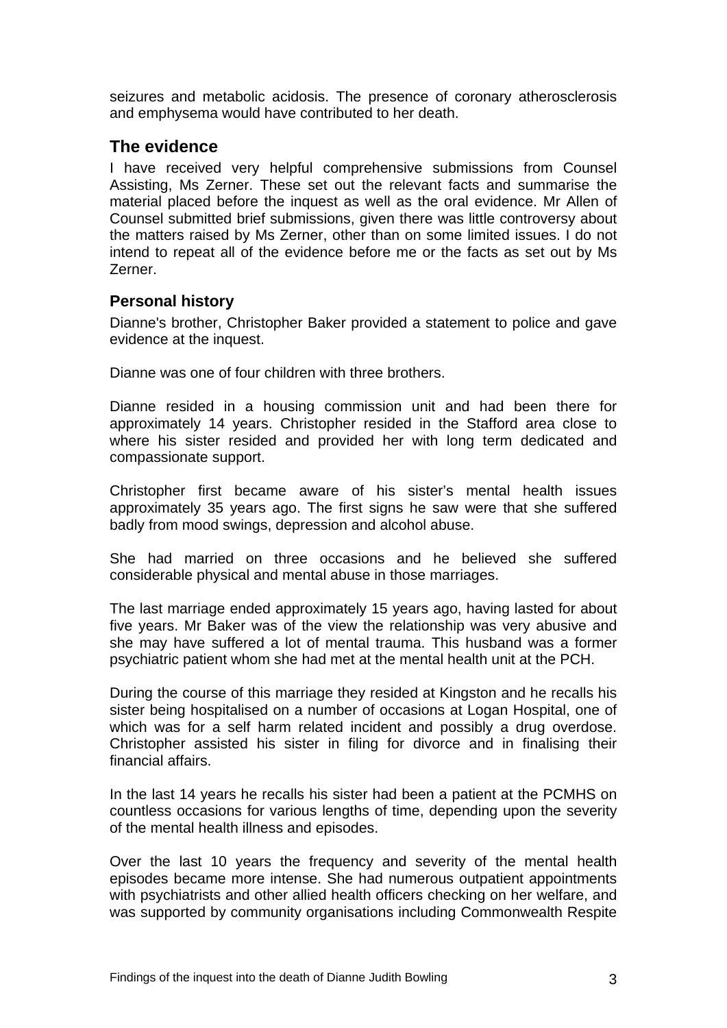seizures and metabolic acidosis. The presence of coronary atherosclerosis and emphysema would have contributed to her death.

## The evidence

I have received very helpful comprehensive submissions from Counsel Assisting, Ms Zerner. These set out the relevant facts and summarise the material placed before the inquest as well as the oral evidence. Mr Allen of Counsel submitted brief submissions, given there was little controversy about the matters raised by Ms Zerner, other than on some limited issues. I do not intend to repeat all of the evidence before me or the facts as set out by Ms Zerner.

### Personal history

Dianne's brother, Christopher Baker provided a statement to police and gave evidence at the inquest.

Dianne was one of four children with three brothers.

Dianne resided in a housing commission unit and had been there for approximately 14 years. Christopher resided in the Stafford area close to where his sister resided and provided her with long term dedicated and compassionate support.

Christopher first became aware of his sister's mental health issues approximately 35 years ago. The first signs he saw were that she suffered badly from mood swings, depression and alcohol abuse.

She had married on three occasions and he believed she suffered considerable physical and mental abuse in those marriages.

The last marriage ended approximately 15 years ago, having lasted for about five years. Mr Baker was of the view the relationship was very abusive and she may have suffered a lot of mental trauma. This husband was a former psychiatric patient whom she had met at the mental health unit at the PCH.

During the course of this marriage they resided at Kingston and he recalls his sister being hospitalised on a number of occasions at Logan Hospital, one of which was for a self harm related incident and possibly a drug overdose. Christopher assisted his sister in filing for divorce and in finalising their financial affairs.

In the last 14 years he recalls his sister had been a patient at the PCMHS on countless occasions for various lengths of time, depending upon the severity of the mental health illness and episodes.

Over the last 10 years the frequency and severity of the mental health episodes became more intense. She had numerous outpatient appointments with psychiatrists and other allied health officers checking on her welfare, and was supported by community organisations including Commonwealth Respite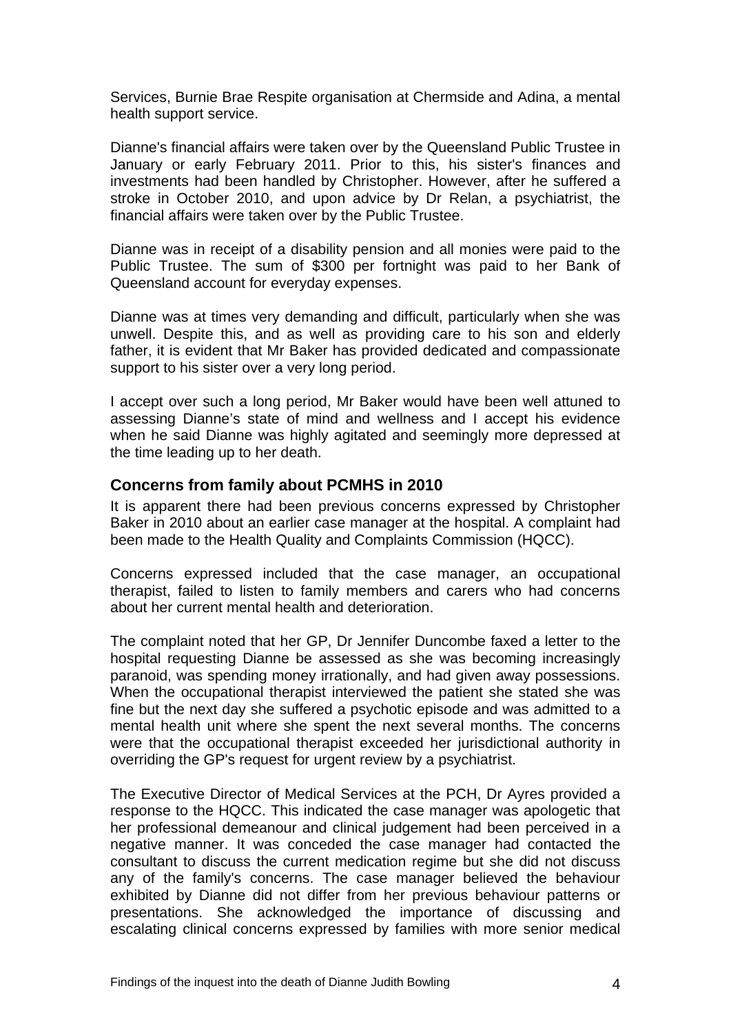Services, Burnie Brae Respite organisation at Chermside and Adina, a mental health support service.

Dianne's financial affairs were taken over by the Queensland Public Trustee in January or early February 2011. Prior to this, his sister's finances and investments had been handled by Christopher. However, after he suffered a stroke in October 2010, and upon advice by Dr Relan, a psychiatrist, the financial affairs were taken over by the Public Trustee.

Dianne was in receipt of a disability pension and all monies were paid to the Public Trustee. The sum of $300 per fortnight was paid to her Bank of Queensland account for everyday expenses.

Dianne was at times very demanding and difficult, particularly when she was unwell. Despite this, and as well as providing care to his son and elderly father, it is evident that Mr Baker has provided dedicated and compassionate support to his sister over a very long period.

I accept over such a long period, Mr Baker would have been well attuned to assessing Dianne's state of mind and wellness and I accept his evidence when he said Dianne was highly agitated and seemingly more depressed at the time leading up to her death.

### Concerns from family about PCMHS in 2010

It is apparent there had been previous concerns expressed by Christopher Baker in 2010 about an earlier case manager at the hospital. A complaint had been made to the Health Quality and Complaints Commission (HQCC).

Concerns expressed included that the case manager, an occupational therapist, failed to listen to family members and carers who had concerns about her current mental health and deterioration.

The complaint noted that her GP, Dr Jennifer Duncombe faxed a letter to the hospital requesting Dianne be assessed as she was becoming increasingly paranoid, was spending money irrationally, and had given away possessions. When the occupational therapist interviewed the patient she stated she was fine but the next day she suffered a psychotic episode and was admitted to a mental health unit where she spent the next several months. The concerns were that the occupational therapist exceeded her jurisdictional authority in overriding the GP's request for urgent review by a psychiatrist.

The Executive Director of Medical Services at the PCH, Dr Ayres provided a response to the HQCC. This indicated the case manager was apologetic that her professional demeanour and clinical judgement had been perceived in a negative manner. It was conceded the case manager had contacted the consultant to discuss the current medication regime but she did not discuss any of the family's concerns. The case manager believed the behaviour exhibited by Dianne did not differ from her previous behaviour patterns or presentations. She acknowledged the importance of discussing and escalating clinical concerns expressed by families with more senior medical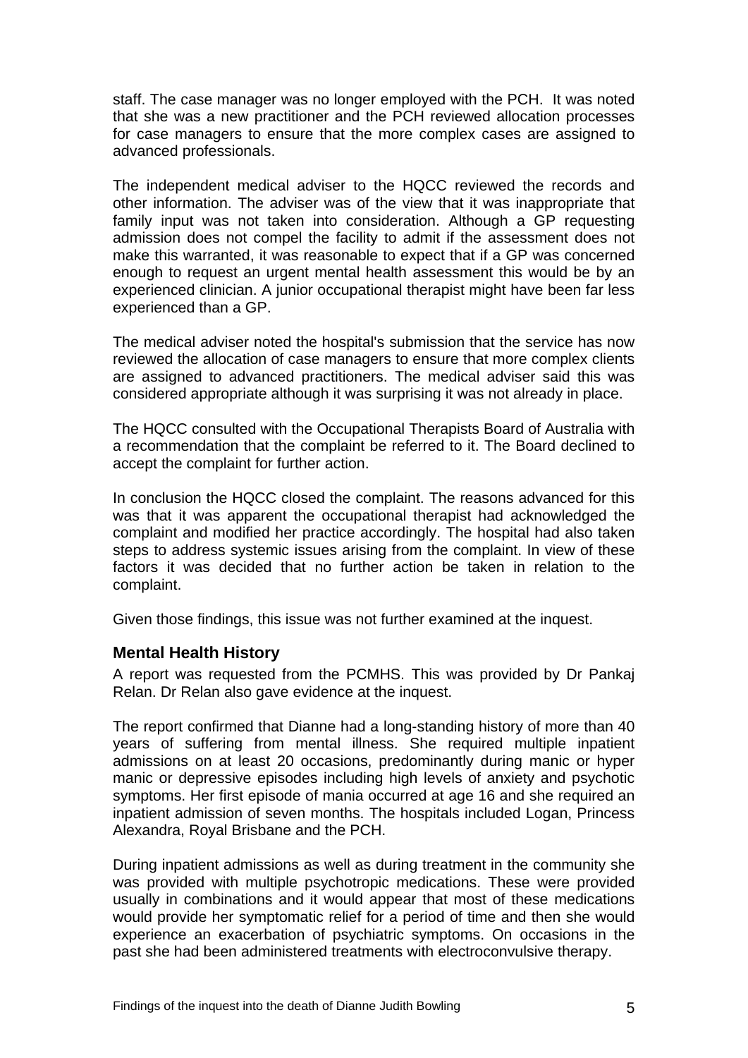staff. The case manager was no longer employed with the PCH. It was noted that she was a new practitioner and the PCH reviewed allocation processes for case managers to ensure that the more complex cases are assigned to advanced professionals.

The independent medical adviser to the HQCC reviewed the records and other information. The adviser was of the view that it was inappropriate that family input was not taken into consideration. Although a GP requesting admission does not compel the facility to admit if the assessment does not make this warranted, it was reasonable to expect that if a GP was concerned enough to request an urgent mental health assessment this would be by an experienced clinician. A junior occupational therapist might have been far less experienced than a GP.

The medical adviser noted the hospital's submission that the service has now reviewed the allocation of case managers to ensure that more complex clients are assigned to advanced practitioners. The medical adviser said this was considered appropriate although it was surprising it was not already in place.

The HQCC consulted with the Occupational Therapists Board of Australia with a recommendation that the complaint be referred to it. The Board declined to accept the complaint for further action.

In conclusion the HQCC closed the complaint. The reasons advanced for this was that it was apparent the occupational therapist had acknowledged the complaint and modified her practice accordingly. The hospital had also taken steps to address systemic issues arising from the complaint. In view of these factors it was decided that no further action be taken in relation to the complaint.

Given those findings, this issue was not further examined at the inquest.

## Mental Health History

A report was requested from the PCMHS. This was provided by Dr Pankaj Relan. Dr Relan also gave evidence at the inquest.

The report confirmed that Dianne had a long-standing history of more than 40 years of suffering from mental illness. She required multiple inpatient admissions on at least 20 occasions, predominantly during manic or hyper manic or depressive episodes including high levels of anxiety and psychotic symptoms. Her first episode of mania occurred at age 16 and she required an inpatient admission of seven months. The hospitals included Logan, Princess Alexandra, Royal Brisbane and the PCH.

During inpatient admissions as well as during treatment in the community she was provided with multiple psychotropic medications. These were provided usually in combinations and it would appear that most of these medications would provide her symptomatic relief for a period of time and then she would experience an exacerbation of psychiatric symptoms. On occasions in the past she had been administered treatments with electroconvulsive therapy.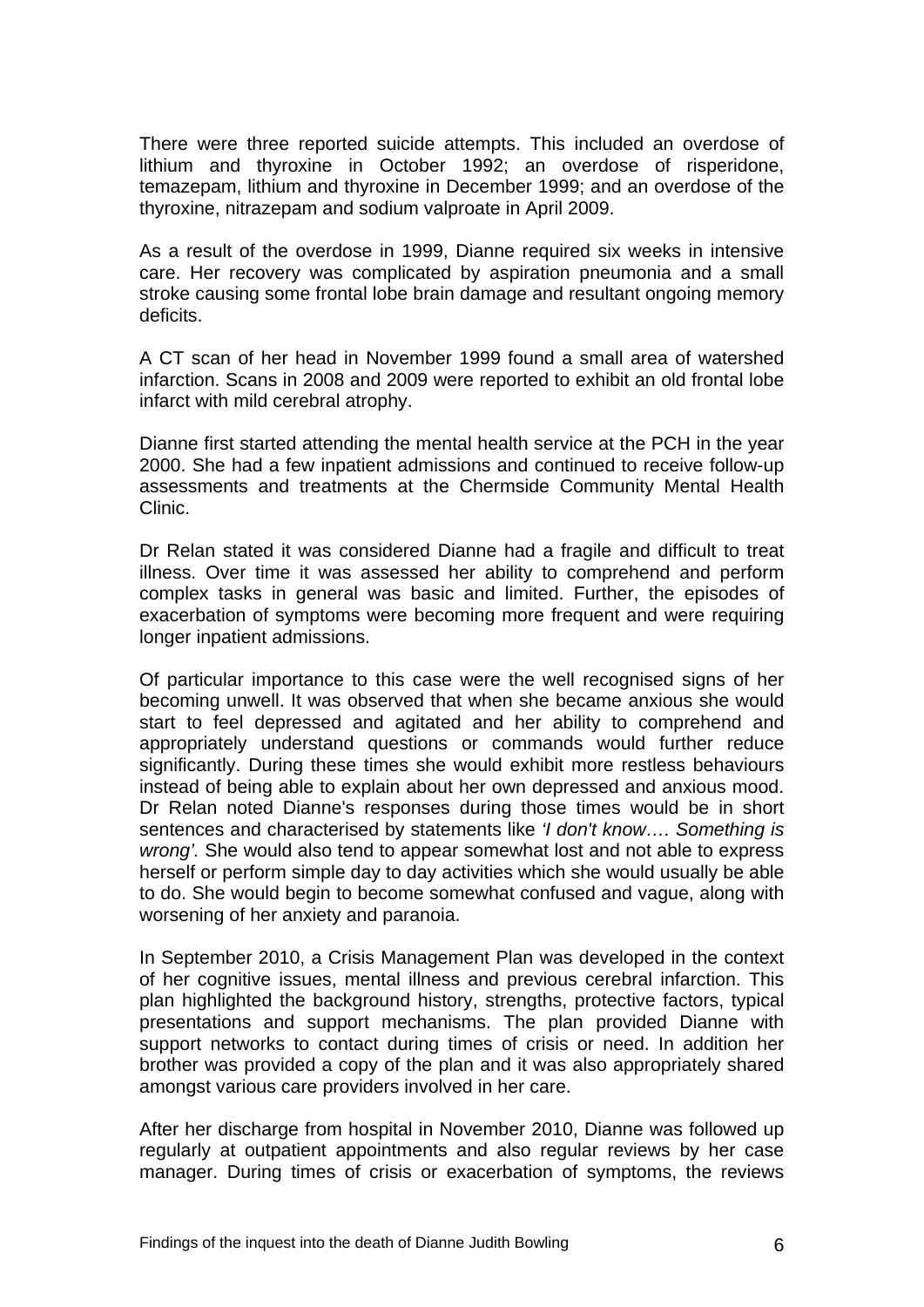There were three reported suicide attempts. This included an overdose of lithium and thyroxine in October 1992; an overdose of risperidone, temazepam, lithium and thyroxine in December 1999; and an overdose of the thyroxine, nitrazepam and sodium valproate in April 2009.

As a result of the overdose in 1999, Dianne required six weeks in intensive care. Her recovery was complicated by aspiration pneumonia and a small stroke causing some frontal lobe brain damage and resultant ongoing memory deficits.

A CT scan of her head in November 1999 found a small area of watershed infarction. Scans in 2008 and 2009 were reported to exhibit an old frontal lobe infarct with mild cerebral atrophy.

Dianne first started attending the mental health service at the PCH in the year 2000. She had a few inpatient admissions and continued to receive follow-up assessments and treatments at the Chermside Community Mental Health Clinic.

Dr Relan stated it was considered Dianne had a fragile and difficult to treat illness. Over time it was assessed her ability to comprehend and perform complex tasks in general was basic and limited. Further, the episodes of exacerbation of symptoms were becoming more frequent and were requiring longer inpatient admissions.

Of particular importance to this case were the well recognised signs of her becoming unwell. It was observed that when she became anxious she would start to feel depressed and agitated and her ability to comprehend and appropriately understand questions or commands would further reduce significantly. During these times she would exhibit more restless behaviours instead of being able to explain about her own depressed and anxious mood. Dr Relan noted Dianne's responses during those times would be in short sentences and characterised by statements like *'I don't know…. Something is wrong'.* She would also tend to appear somewhat lost and not able to express herself or perform simple day to day activities which she would usually be able to do. She would begin to become somewhat confused and vague, along with worsening of her anxiety and paranoia.

In September 2010, a Crisis Management Plan was developed in the context of her cognitive issues, mental illness and previous cerebral infarction. This plan highlighted the background history, strengths, protective factors, typical presentations and support mechanisms. The plan provided Dianne with support networks to contact during times of crisis or need. In addition her brother was provided a copy of the plan and it was also appropriately shared amongst various care providers involved in her care.

After her discharge from hospital in November 2010, Dianne was followed up regularly at outpatient appointments and also regular reviews by her case manager. During times of crisis or exacerbation of symptoms, the reviews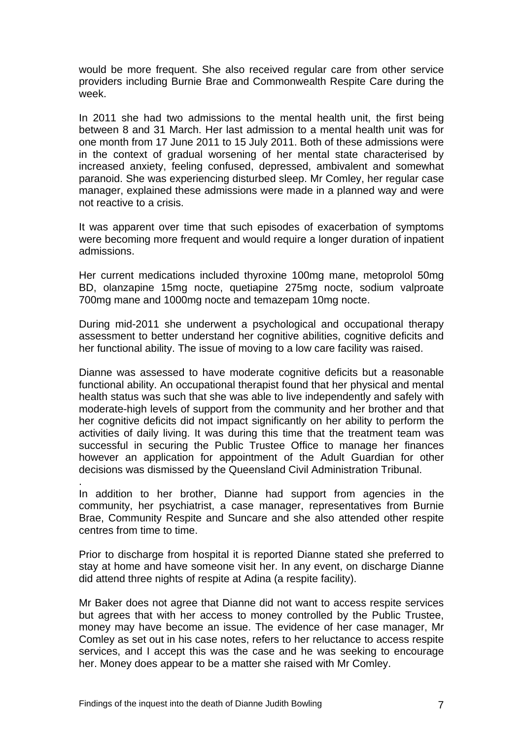would be more frequent. She also received regular care from other service providers including Burnie Brae and Commonwealth Respite Care during the week.

In 2011 she had two admissions to the mental health unit, the first being between 8 and 31 March. Her last admission to a mental health unit was for one month from 17 June 2011 to 15 July 2011. Both of these admissions were in the context of gradual worsening of her mental state characterised by increased anxiety, feeling confused, depressed, ambivalent and somewhat paranoid. She was experiencing disturbed sleep. Mr Comley, her regular case manager, explained these admissions were made in a planned way and were not reactive to a crisis.

It was apparent over time that such episodes of exacerbation of symptoms were becoming more frequent and would require a longer duration of inpatient admissions.

Her current medications included thyroxine 100mg mane, metoprolol 50mg BD, olanzapine 15mg nocte, quetiapine 275mg nocte, sodium valproate 700mg mane and 1000mg nocte and temazepam 10mg nocte.

During mid-2011 she underwent a psychological and occupational therapy assessment to better understand her cognitive abilities, cognitive deficits and her functional ability. The issue of moving to a low care facility was raised.

Dianne was assessed to have moderate cognitive deficits but a reasonable functional ability. An occupational therapist found that her physical and mental health status was such that she was able to live independently and safely with moderate-high levels of support from the community and her brother and that her cognitive deficits did not impact significantly on her ability to perform the activities of daily living. It was during this time that the treatment team was successful in securing the Public Trustee Office to manage her finances however an application for appointment of the Adult Guardian for other decisions was dismissed by the Queensland Civil Administration Tribunal.

In addition to her brother, Dianne had support from agencies in the community, her psychiatrist, a case manager, representatives from Burnie Brae, Community Respite and Suncare and she also attended other respite centres from time to time.

Prior to discharge from hospital it is reported Dianne stated she preferred to stay at home and have someone visit her. In any event, on discharge Dianne did attend three nights of respite at Adina (a respite facility).

Mr Baker does not agree that Dianne did not want to access respite services but agrees that with her access to money controlled by the Public Trustee, money may have become an issue. The evidence of her case manager, Mr Comley as set out in his case notes, refers to her reluctance to access respite services, and I accept this was the case and he was seeking to encourage her. Money does appear to be a matter she raised with Mr Comley.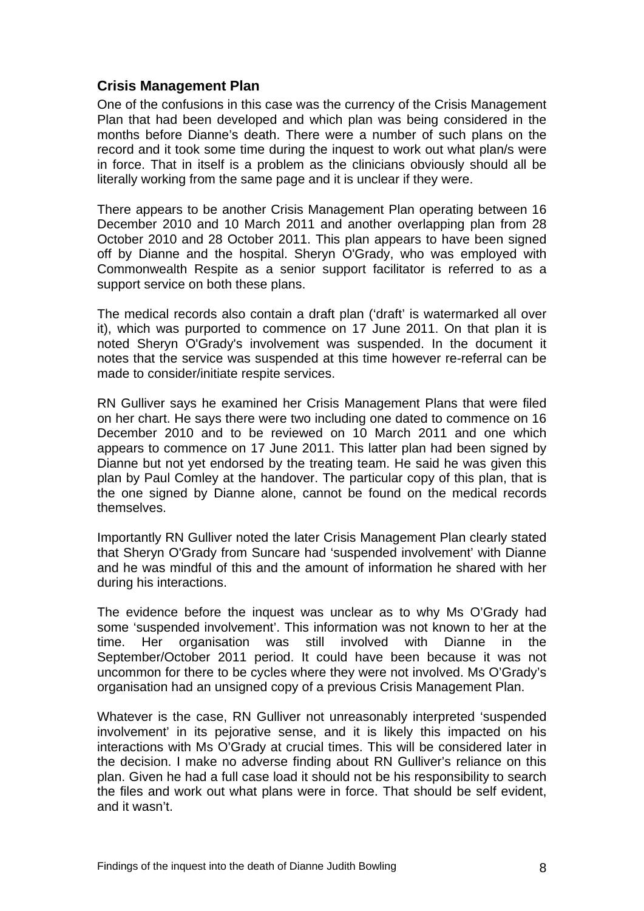## Crisis Management Plan

One of the confusions in this case was the currency of the Crisis Management Plan that had been developed and which plan was being considered in the months before Dianne's death. There were a number of such plans on the record and it took some time during the inquest to work out what plan/s were in force. That in itself is a problem as the clinicians obviously should all be literally working from the same page and it is unclear if they were.

There appears to be another Crisis Management Plan operating between 16 December 2010 and 10 March 2011 and another overlapping plan from 28 October 2010 and 28 October 2011. This plan appears to have been signed off by Dianne and the hospital. Sheryn O'Grady, who was employed with Commonwealth Respite as a senior support facilitator is referred to as a support service on both these plans.

The medical records also contain a draft plan ('draft' is watermarked all over it), which was purported to commence on 17 June 2011. On that plan it is noted Sheryn O'Grady's involvement was suspended. In the document it notes that the service was suspended at this time however re-referral can be made to consider/initiate respite services.

RN Gulliver says he examined her Crisis Management Plans that were filed on her chart. He says there were two including one dated to commence on 16 December 2010 and to be reviewed on 10 March 2011 and one which appears to commence on 17 June 2011. This latter plan had been signed by Dianne but not yet endorsed by the treating team. He said he was given this plan by Paul Comley at the handover. The particular copy of this plan, that is the one signed by Dianne alone, cannot be found on the medical records themselves.

Importantly RN Gulliver noted the later Crisis Management Plan clearly stated that Sheryn O'Grady from Suncare had 'suspended involvement' with Dianne and he was mindful of this and the amount of information he shared with her during his interactions.

The evidence before the inquest was unclear as to why Ms O'Grady had some 'suspended involvement'. This information was not known to her at the time. Her organisation was still involved with Dianne in the September/October 2011 period. It could have been because it was not uncommon for there to be cycles where they were not involved. Ms O'Grady's organisation had an unsigned copy of a previous Crisis Management Plan.

Whatever is the case, RN Gulliver not unreasonably interpreted 'suspended involvement' in its pejorative sense, and it is likely this impacted on his interactions with Ms O'Grady at crucial times. This will be considered later in the decision. I make no adverse finding about RN Gulliver's reliance on this plan. Given he had a full case load it should not be his responsibility to search the files and work out what plans were in force. That should be self evident, and it wasn't.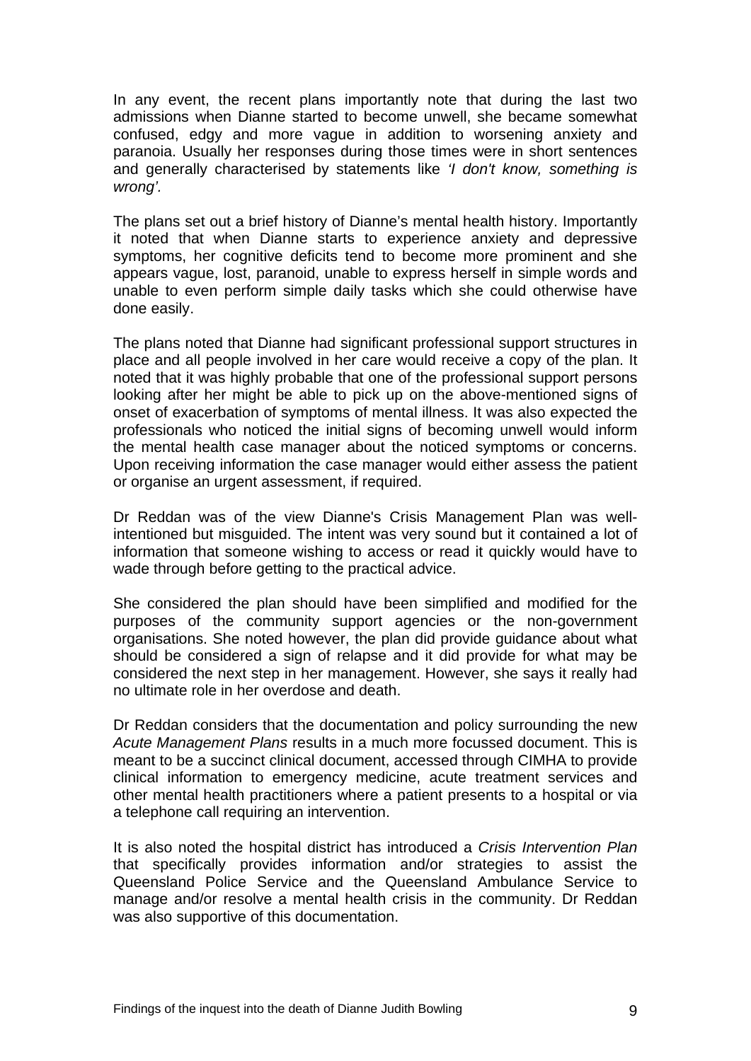In any event, the recent plans importantly note that during the last two admissions when Dianne started to become unwell, she became somewhat confused, edgy and more vague in addition to worsening anxiety and paranoia. Usually her responses during those times were in short sentences and generally characterised by statements like *'I don't know, something is wrong'*.

The plans set out a brief history of Dianne's mental health history. Importantly it noted that when Dianne starts to experience anxiety and depressive symptoms, her cognitive deficits tend to become more prominent and she appears vague, lost, paranoid, unable to express herself in simple words and unable to even perform simple daily tasks which she could otherwise have done easily.

The plans noted that Dianne had significant professional support structures in place and all people involved in her care would receive a copy of the plan. It noted that it was highly probable that one of the professional support persons looking after her might be able to pick up on the above-mentioned signs of onset of exacerbation of symptoms of mental illness. It was also expected the professionals who noticed the initial signs of becoming unwell would inform the mental health case manager about the noticed symptoms or concerns. Upon receiving information the case manager would either assess the patient or organise an urgent assessment, if required.

Dr Reddan was of the view Dianne's Crisis Management Plan was well-intentioned but misguided. The intent was very sound but it contained a lot of information that someone wishing to access or read it quickly would have to wade through before getting to the practical advice.

She considered the plan should have been simplified and modified for the purposes of the community support agencies or the non-government organisations. She noted however, the plan did provide guidance about what should be considered a sign of relapse and it did provide for what may be considered the next step in her management. However, she says it really had no ultimate role in her overdose and death.

Dr Reddan considers that the documentation and policy surrounding the new *Acute Management Plans* results in a much more focussed document. This is meant to be a succinct clinical document, accessed through CIMHA to provide clinical information to emergency medicine, acute treatment services and other mental health practitioners where a patient presents to a hospital or via a telephone call requiring an intervention.

It is also noted the hospital district has introduced a *Crisis Intervention Plan* that specifically provides information and/or strategies to assist the Queensland Police Service and the Queensland Ambulance Service to manage and/or resolve a mental health crisis in the community. Dr Reddan was also supportive of this documentation.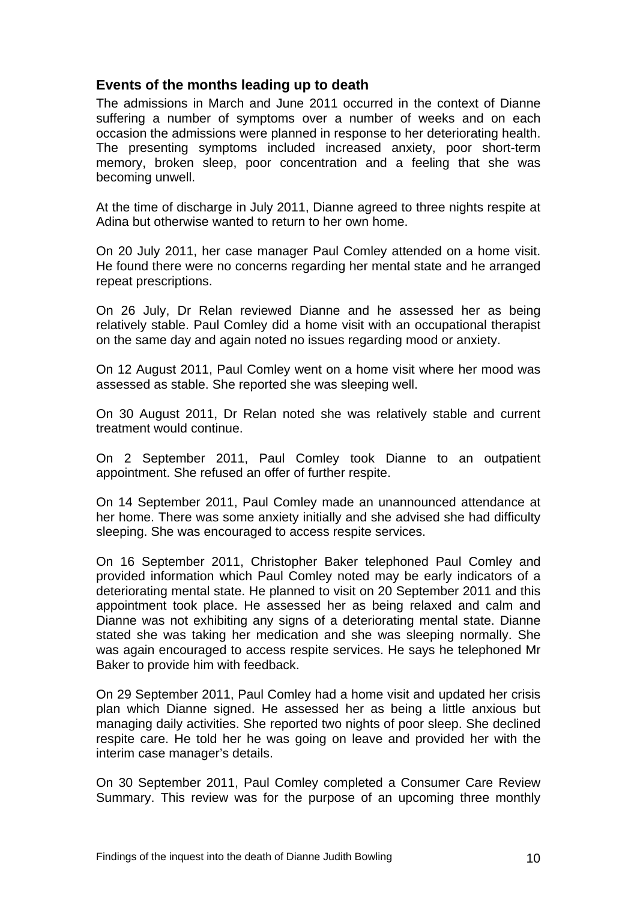## Events of the months leading up to death

The admissions in March and June 2011 occurred in the context of Dianne suffering a number of symptoms over a number of weeks and on each occasion the admissions were planned in response to her deteriorating health. The presenting symptoms included increased anxiety, poor short-term memory, broken sleep, poor concentration and a feeling that she was becoming unwell.

At the time of discharge in July 2011, Dianne agreed to three nights respite at Adina but otherwise wanted to return to her own home.

On 20 July 2011, her case manager Paul Comley attended on a home visit. He found there were no concerns regarding her mental state and he arranged repeat prescriptions.

On 26 July, Dr Relan reviewed Dianne and he assessed her as being relatively stable. Paul Comley did a home visit with an occupational therapist on the same day and again noted no issues regarding mood or anxiety.

On 12 August 2011, Paul Comley went on a home visit where her mood was assessed as stable. She reported she was sleeping well.

On 30 August 2011, Dr Relan noted she was relatively stable and current treatment would continue.

On 2 September 2011, Paul Comley took Dianne to an outpatient appointment. She refused an offer of further respite.

On 14 September 2011, Paul Comley made an unannounced attendance at her home. There was some anxiety initially and she advised she had difficulty sleeping. She was encouraged to access respite services.

On 16 September 2011, Christopher Baker telephoned Paul Comley and provided information which Paul Comley noted may be early indicators of a deteriorating mental state. He planned to visit on 20 September 2011 and this appointment took place. He assessed her as being relaxed and calm and Dianne was not exhibiting any signs of a deteriorating mental state. Dianne stated she was taking her medication and she was sleeping normally. She was again encouraged to access respite services. He says he telephoned Mr Baker to provide him with feedback.

On 29 September 2011, Paul Comley had a home visit and updated her crisis plan which Dianne signed. He assessed her as being a little anxious but managing daily activities. She reported two nights of poor sleep. She declined respite care. He told her he was going on leave and provided her with the interim case manager's details.

On 30 September 2011, Paul Comley completed a Consumer Care Review Summary. This review was for the purpose of an upcoming three monthly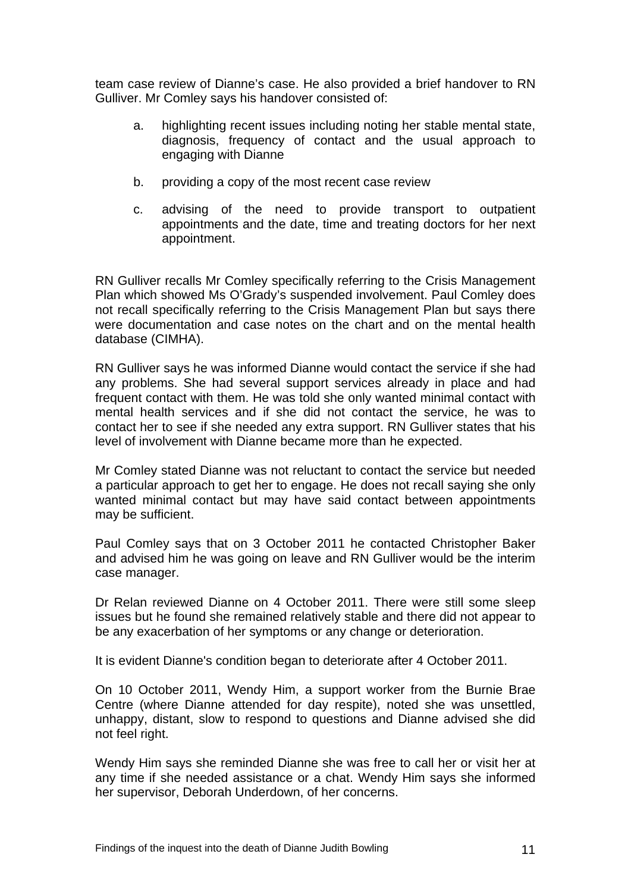team case review of Dianne's case. He also provided a brief handover to RN Gulliver. Mr Comley says his handover consisted of:

a. highlighting recent issues including noting her stable mental state, diagnosis, frequency of contact and the usual approach to engaging with Dianne

b. providing a copy of the most recent case review

c. advising of the need to provide transport to outpatient appointments and the date, time and treating doctors for her next appointment.

RN Gulliver recalls Mr Comley specifically referring to the Crisis Management Plan which showed Ms O'Grady's suspended involvement. Paul Comley does not recall specifically referring to the Crisis Management Plan but says there were documentation and case notes on the chart and on the mental health database (CIMHA).

RN Gulliver says he was informed Dianne would contact the service if she had any problems. She had several support services already in place and had frequent contact with them. He was told she only wanted minimal contact with mental health services and if she did not contact the service, he was to contact her to see if she needed any extra support. RN Gulliver states that his level of involvement with Dianne became more than he expected.

Mr Comley stated Dianne was not reluctant to contact the service but needed a particular approach to get her to engage. He does not recall saying she only wanted minimal contact but may have said contact between appointments may be sufficient.

Paul Comley says that on 3 October 2011 he contacted Christopher Baker and advised him he was going on leave and RN Gulliver would be the interim case manager.

Dr Relan reviewed Dianne on 4 October 2011. There were still some sleep issues but he found she remained relatively stable and there did not appear to be any exacerbation of her symptoms or any change or deterioration.

It is evident Dianne's condition began to deteriorate after 4 October 2011.

On 10 October 2011, Wendy Him, a support worker from the Burnie Brae Centre (where Dianne attended for day respite), noted she was unsettled, unhappy, distant, slow to respond to questions and Dianne advised she did not feel right.

Wendy Him says she reminded Dianne she was free to call her or visit her at any time if she needed assistance or a chat. Wendy Him says she informed her supervisor, Deborah Underdown, of her concerns.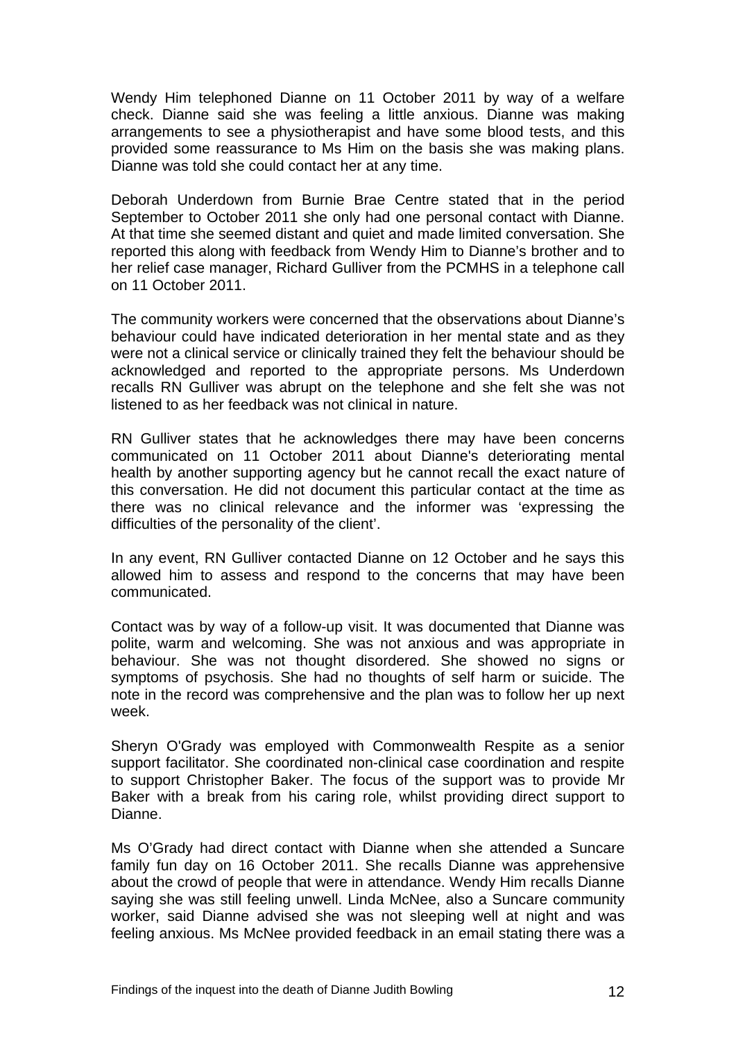Wendy Him telephoned Dianne on 11 October 2011 by way of a welfare check. Dianne said she was feeling a little anxious. Dianne was making arrangements to see a physiotherapist and have some blood tests, and this provided some reassurance to Ms Him on the basis she was making plans. Dianne was told she could contact her at any time.

Deborah Underdown from Burnie Brae Centre stated that in the period September to October 2011 she only had one personal contact with Dianne. At that time she seemed distant and quiet and made limited conversation. She reported this along with feedback from Wendy Him to Dianne's brother and to her relief case manager, Richard Gulliver from the PCMHS in a telephone call on 11 October 2011.

The community workers were concerned that the observations about Dianne's behaviour could have indicated deterioration in her mental state and as they were not a clinical service or clinically trained they felt the behaviour should be acknowledged and reported to the appropriate persons. Ms Underdown recalls RN Gulliver was abrupt on the telephone and she felt she was not listened to as her feedback was not clinical in nature.

RN Gulliver states that he acknowledges there may have been concerns communicated on 11 October 2011 about Dianne's deteriorating mental health by another supporting agency but he cannot recall the exact nature of this conversation. He did not document this particular contact at the time as there was no clinical relevance and the informer was 'expressing the difficulties of the personality of the client'.

In any event, RN Gulliver contacted Dianne on 12 October and he says this allowed him to assess and respond to the concerns that may have been communicated.

Contact was by way of a follow-up visit. It was documented that Dianne was polite, warm and welcoming. She was not anxious and was appropriate in behaviour. She was not thought disordered. She showed no signs or symptoms of psychosis. She had no thoughts of self harm or suicide. The note in the record was comprehensive and the plan was to follow her up next week.

Sheryn O'Grady was employed with Commonwealth Respite as a senior support facilitator. She coordinated non-clinical case coordination and respite to support Christopher Baker. The focus of the support was to provide Mr Baker with a break from his caring role, whilst providing direct support to Dianne.

Ms O'Grady had direct contact with Dianne when she attended a Suncare family fun day on 16 October 2011. She recalls Dianne was apprehensive about the crowd of people that were in attendance. Wendy Him recalls Dianne saying she was still feeling unwell. Linda McNee, also a Suncare community worker, said Dianne advised she was not sleeping well at night and was feeling anxious. Ms McNee provided feedback in an email stating there was a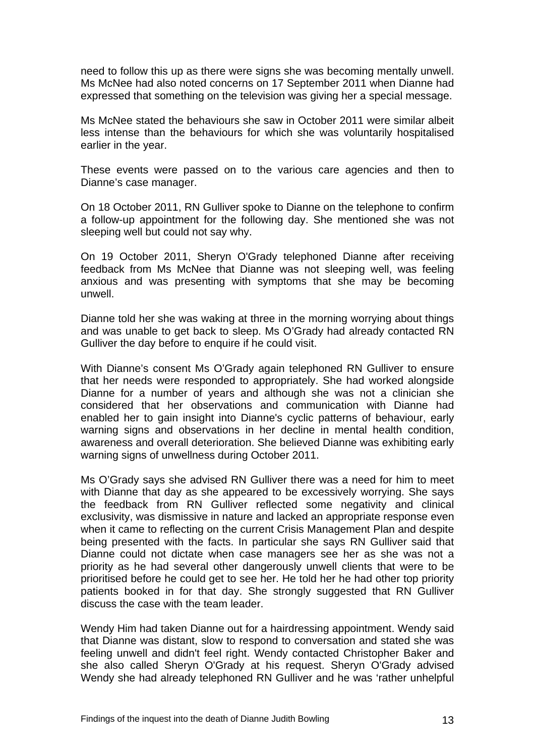need to follow this up as there were signs she was becoming mentally unwell. Ms McNee had also noted concerns on 17 September 2011 when Dianne had expressed that something on the television was giving her a special message.

Ms McNee stated the behaviours she saw in October 2011 were similar albeit less intense than the behaviours for which she was voluntarily hospitalised earlier in the year.

These events were passed on to the various care agencies and then to Dianne's case manager.

On 18 October 2011, RN Gulliver spoke to Dianne on the telephone to confirm a follow-up appointment for the following day. She mentioned she was not sleeping well but could not say why.

On 19 October 2011, Sheryn O'Grady telephoned Dianne after receiving feedback from Ms McNee that Dianne was not sleeping well, was feeling anxious and was presenting with symptoms that she may be becoming unwell.

Dianne told her she was waking at three in the morning worrying about things and was unable to get back to sleep. Ms O'Grady had already contacted RN Gulliver the day before to enquire if he could visit.

With Dianne's consent Ms O'Grady again telephoned RN Gulliver to ensure that her needs were responded to appropriately. She had worked alongside Dianne for a number of years and although she was not a clinician she considered that her observations and communication with Dianne had enabled her to gain insight into Dianne's cyclic patterns of behaviour, early warning signs and observations in her decline in mental health condition, awareness and overall deterioration. She believed Dianne was exhibiting early warning signs of unwellness during October 2011.

Ms O'Grady says she advised RN Gulliver there was a need for him to meet with Dianne that day as she appeared to be excessively worrying. She says the feedback from RN Gulliver reflected some negativity and clinical exclusivity, was dismissive in nature and lacked an appropriate response even when it came to reflecting on the current Crisis Management Plan and despite being presented with the facts. In particular she says RN Gulliver said that Dianne could not dictate when case managers see her as she was not a priority as he had several other dangerously unwell clients that were to be prioritised before he could get to see her. He told her he had other top priority patients booked in for that day. She strongly suggested that RN Gulliver discuss the case with the team leader.

Wendy Him had taken Dianne out for a hairdressing appointment. Wendy said that Dianne was distant, slow to respond to conversation and stated she was feeling unwell and didn't feel right. Wendy contacted Christopher Baker and she also called Sheryn O'Grady at his request. Sheryn O'Grady advised Wendy she had already telephoned RN Gulliver and he was 'rather unhelpful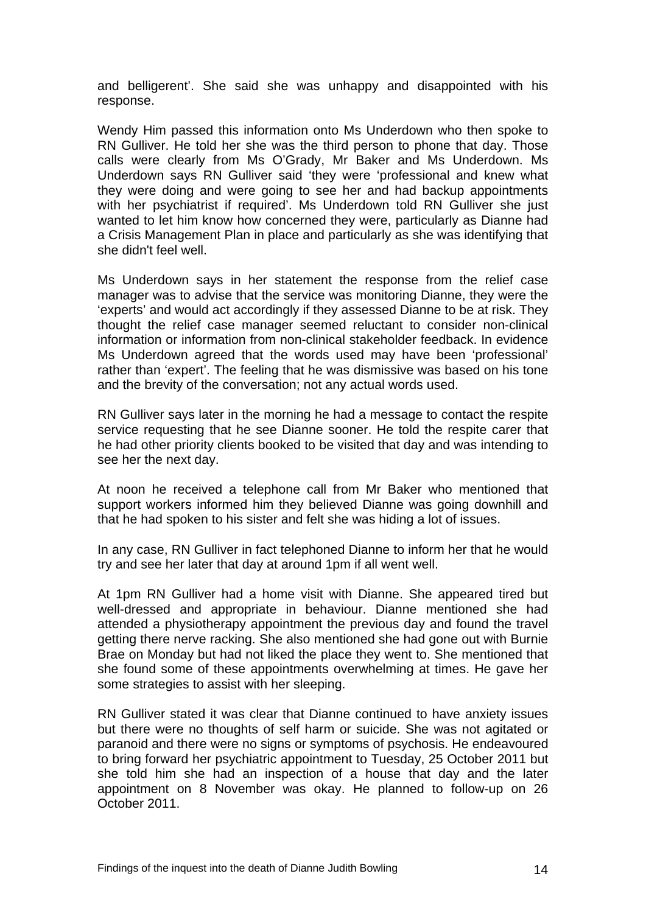and belligerent'. She said she was unhappy and disappointed with his response.

Wendy Him passed this information onto Ms Underdown who then spoke to RN Gulliver. He told her she was the third person to phone that day. Those calls were clearly from Ms O'Grady, Mr Baker and Ms Underdown. Ms Underdown says RN Gulliver said 'they were 'professional and knew what they were doing and were going to see her and had backup appointments with her psychiatrist if required'. Ms Underdown told RN Gulliver she just wanted to let him know how concerned they were, particularly as Dianne had a Crisis Management Plan in place and particularly as she was identifying that she didn't feel well.

Ms Underdown says in her statement the response from the relief case manager was to advise that the service was monitoring Dianne, they were the 'experts' and would act accordingly if they assessed Dianne to be at risk. They thought the relief case manager seemed reluctant to consider non-clinical information or information from non-clinical stakeholder feedback. In evidence Ms Underdown agreed that the words used may have been 'professional' rather than 'expert'. The feeling that he was dismissive was based on his tone and the brevity of the conversation; not any actual words used.

RN Gulliver says later in the morning he had a message to contact the respite service requesting that he see Dianne sooner. He told the respite carer that he had other priority clients booked to be visited that day and was intending to see her the next day.

At noon he received a telephone call from Mr Baker who mentioned that support workers informed him they believed Dianne was going downhill and that he had spoken to his sister and felt she was hiding a lot of issues.

In any case, RN Gulliver in fact telephoned Dianne to inform her that he would try and see her later that day at around 1pm if all went well.

At 1pm RN Gulliver had a home visit with Dianne. She appeared tired but well-dressed and appropriate in behaviour. Dianne mentioned she had attended a physiotherapy appointment the previous day and found the travel getting there nerve racking. She also mentioned she had gone out with Burnie Brae on Monday but had not liked the place they went to. She mentioned that she found some of these appointments overwhelming at times. He gave her some strategies to assist with her sleeping.

RN Gulliver stated it was clear that Dianne continued to have anxiety issues but there were no thoughts of self harm or suicide. She was not agitated or paranoid and there were no signs or symptoms of psychosis. He endeavoured to bring forward her psychiatric appointment to Tuesday, 25 October 2011 but she told him she had an inspection of a house that day and the later appointment on 8 November was okay. He planned to follow-up on 26 October 2011.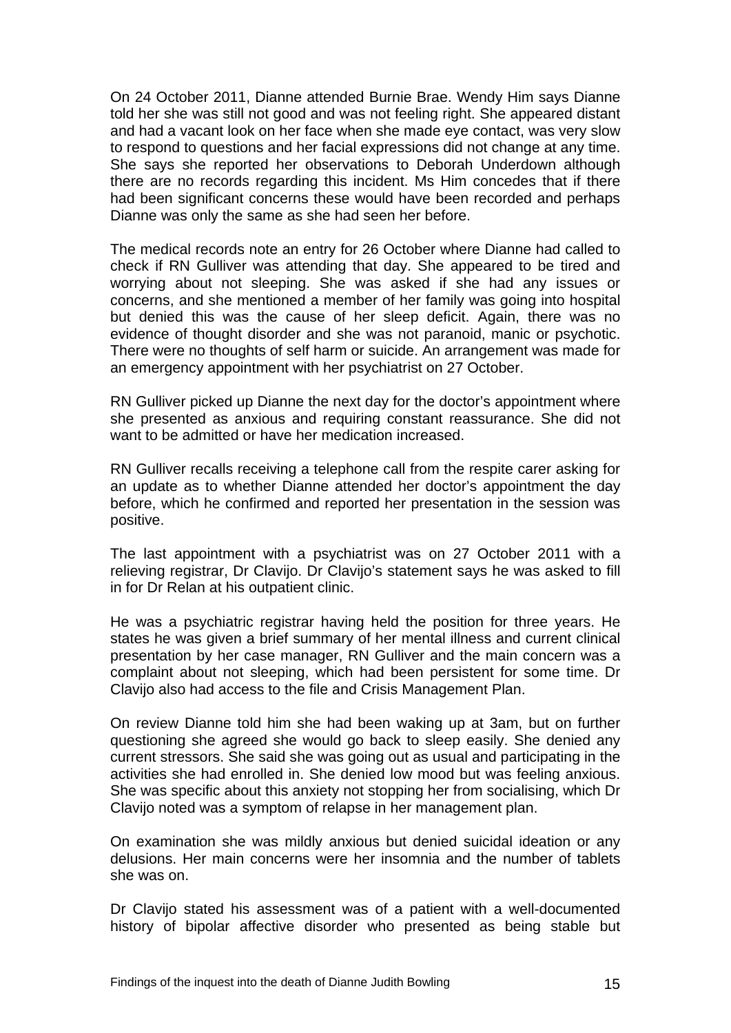On 24 October 2011, Dianne attended Burnie Brae. Wendy Him says Dianne told her she was still not good and was not feeling right. She appeared distant and had a vacant look on her face when she made eye contact, was very slow to respond to questions and her facial expressions did not change at any time. She says she reported her observations to Deborah Underdown although there are no records regarding this incident. Ms Him concedes that if there had been significant concerns these would have been recorded and perhaps Dianne was only the same as she had seen her before.

The medical records note an entry for 26 October where Dianne had called to check if RN Gulliver was attending that day. She appeared to be tired and worrying about not sleeping. She was asked if she had any issues or concerns, and she mentioned a member of her family was going into hospital but denied this was the cause of her sleep deficit. Again, there was no evidence of thought disorder and she was not paranoid, manic or psychotic. There were no thoughts of self harm or suicide. An arrangement was made for an emergency appointment with her psychiatrist on 27 October.

RN Gulliver picked up Dianne the next day for the doctor's appointment where she presented as anxious and requiring constant reassurance. She did not want to be admitted or have her medication increased.

RN Gulliver recalls receiving a telephone call from the respite carer asking for an update as to whether Dianne attended her doctor's appointment the day before, which he confirmed and reported her presentation in the session was positive.

The last appointment with a psychiatrist was on 27 October 2011 with a relieving registrar, Dr Clavijo. Dr Clavijo's statement says he was asked to fill in for Dr Relan at his outpatient clinic.

He was a psychiatric registrar having held the position for three years. He states he was given a brief summary of her mental illness and current clinical presentation by her case manager, RN Gulliver and the main concern was a complaint about not sleeping, which had been persistent for some time. Dr Clavijo also had access to the file and Crisis Management Plan.

On review Dianne told him she had been waking up at 3am, but on further questioning she agreed she would go back to sleep easily. She denied any current stressors. She said she was going out as usual and participating in the activities she had enrolled in. She denied low mood but was feeling anxious. She was specific about this anxiety not stopping her from socialising, which Dr Clavijo noted was a symptom of relapse in her management plan.

On examination she was mildly anxious but denied suicidal ideation or any delusions. Her main concerns were her insomnia and the number of tablets she was on.

Dr Clavijo stated his assessment was of a patient with a well-documented history of bipolar affective disorder who presented as being stable but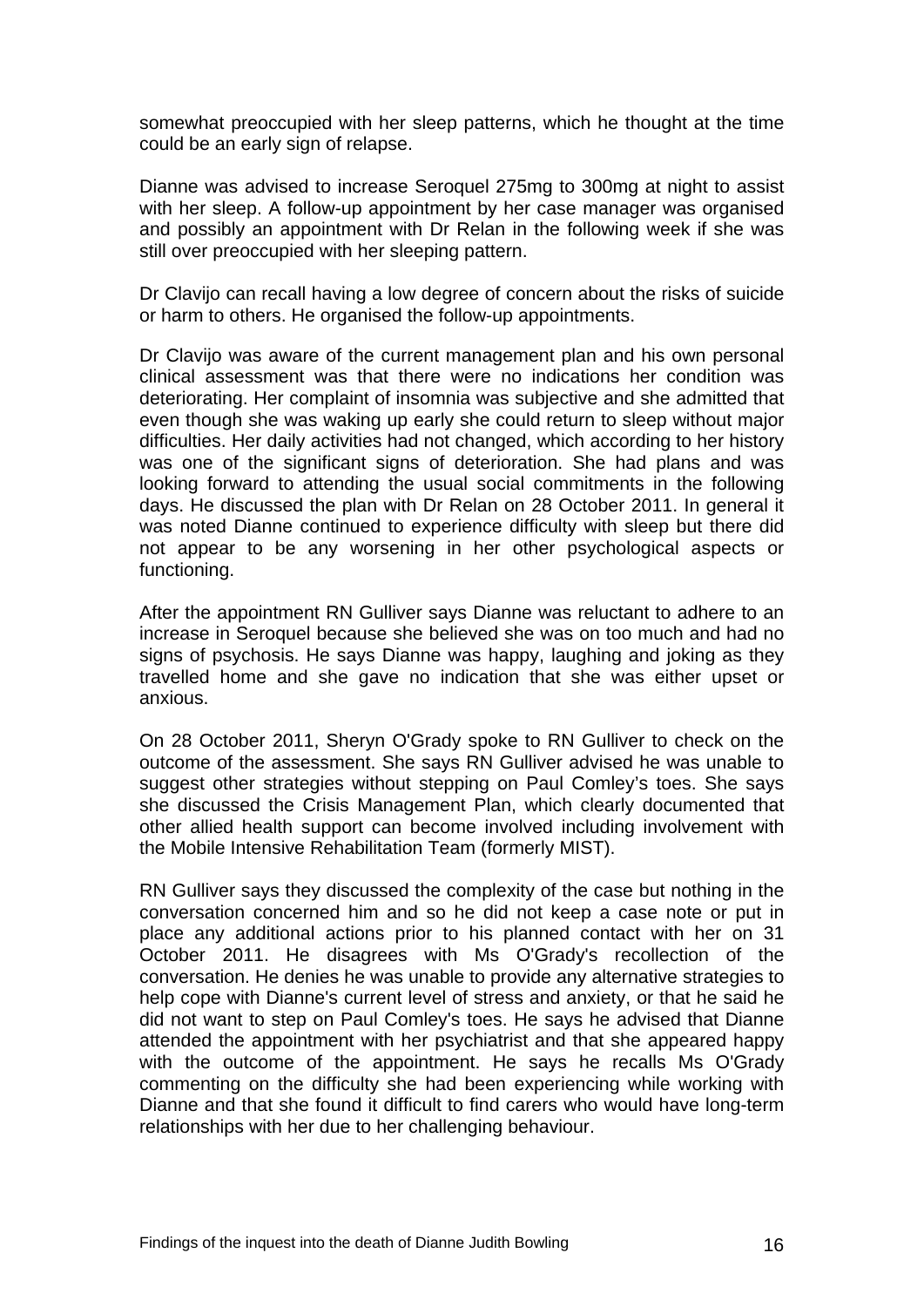somewhat preoccupied with her sleep patterns, which he thought at the time could be an early sign of relapse.

Dianne was advised to increase Seroquel 275mg to 300mg at night to assist with her sleep. A follow-up appointment by her case manager was organised and possibly an appointment with Dr Relan in the following week if she was still over preoccupied with her sleeping pattern.

Dr Clavijo can recall having a low degree of concern about the risks of suicide or harm to others. He organised the follow-up appointments.

Dr Clavijo was aware of the current management plan and his own personal clinical assessment was that there were no indications her condition was deteriorating. Her complaint of insomnia was subjective and she admitted that even though she was waking up early she could return to sleep without major difficulties. Her daily activities had not changed, which according to her history was one of the significant signs of deterioration. She had plans and was looking forward to attending the usual social commitments in the following days. He discussed the plan with Dr Relan on 28 October 2011. In general it was noted Dianne continued to experience difficulty with sleep but there did not appear to be any worsening in her other psychological aspects or functioning.

After the appointment RN Gulliver says Dianne was reluctant to adhere to an increase in Seroquel because she believed she was on too much and had no signs of psychosis. He says Dianne was happy, laughing and joking as they travelled home and she gave no indication that she was either upset or anxious.

On 28 October 2011, Sheryn O'Grady spoke to RN Gulliver to check on the outcome of the assessment. She says RN Gulliver advised he was unable to suggest other strategies without stepping on Paul Comley's toes. She says she discussed the Crisis Management Plan, which clearly documented that other allied health support can become involved including involvement with the Mobile Intensive Rehabilitation Team (formerly MIST).

RN Gulliver says they discussed the complexity of the case but nothing in the conversation concerned him and so he did not keep a case note or put in place any additional actions prior to his planned contact with her on 31 October 2011. He disagrees with Ms O'Grady's recollection of the conversation. He denies he was unable to provide any alternative strategies to help cope with Dianne's current level of stress and anxiety, or that he said he did not want to step on Paul Comley's toes. He says he advised that Dianne attended the appointment with her psychiatrist and that she appeared happy with the outcome of the appointment. He says he recalls Ms O'Grady commenting on the difficulty she had been experiencing while working with Dianne and that she found it difficult to find carers who would have long-term relationships with her due to her challenging behaviour.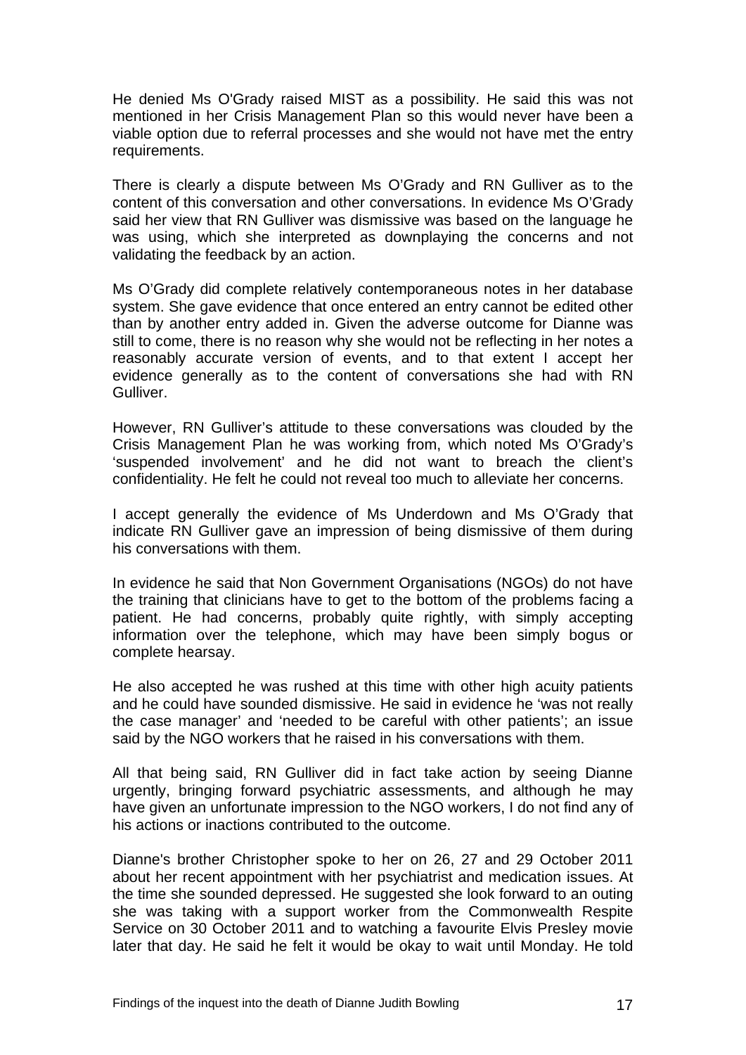He denied Ms O'Grady raised MIST as a possibility. He said this was not mentioned in her Crisis Management Plan so this would never have been a viable option due to referral processes and she would not have met the entry requirements.

There is clearly a dispute between Ms O'Grady and RN Gulliver as to the content of this conversation and other conversations. In evidence Ms O'Grady said her view that RN Gulliver was dismissive was based on the language he was using, which she interpreted as downplaying the concerns and not validating the feedback by an action.

Ms O'Grady did complete relatively contemporaneous notes in her database system. She gave evidence that once entered an entry cannot be edited other than by another entry added in. Given the adverse outcome for Dianne was still to come, there is no reason why she would not be reflecting in her notes a reasonably accurate version of events, and to that extent I accept her evidence generally as to the content of conversations she had with RN Gulliver.

However, RN Gulliver's attitude to these conversations was clouded by the Crisis Management Plan he was working from, which noted Ms O'Grady's 'suspended involvement' and he did not want to breach the client's confidentiality. He felt he could not reveal too much to alleviate her concerns.

I accept generally the evidence of Ms Underdown and Ms O'Grady that indicate RN Gulliver gave an impression of being dismissive of them during his conversations with them.

In evidence he said that Non Government Organisations (NGOs) do not have the training that clinicians have to get to the bottom of the problems facing a patient. He had concerns, probably quite rightly, with simply accepting information over the telephone, which may have been simply bogus or complete hearsay.

He also accepted he was rushed at this time with other high acuity patients and he could have sounded dismissive. He said in evidence he 'was not really the case manager' and 'needed to be careful with other patients'; an issue said by the NGO workers that he raised in his conversations with them.

All that being said, RN Gulliver did in fact take action by seeing Dianne urgently, bringing forward psychiatric assessments, and although he may have given an unfortunate impression to the NGO workers, I do not find any of his actions or inactions contributed to the outcome.

Dianne's brother Christopher spoke to her on 26, 27 and 29 October 2011 about her recent appointment with her psychiatrist and medication issues. At the time she sounded depressed. He suggested she look forward to an outing she was taking with a support worker from the Commonwealth Respite Service on 30 October 2011 and to watching a favourite Elvis Presley movie later that day. He said he felt it would be okay to wait until Monday. He told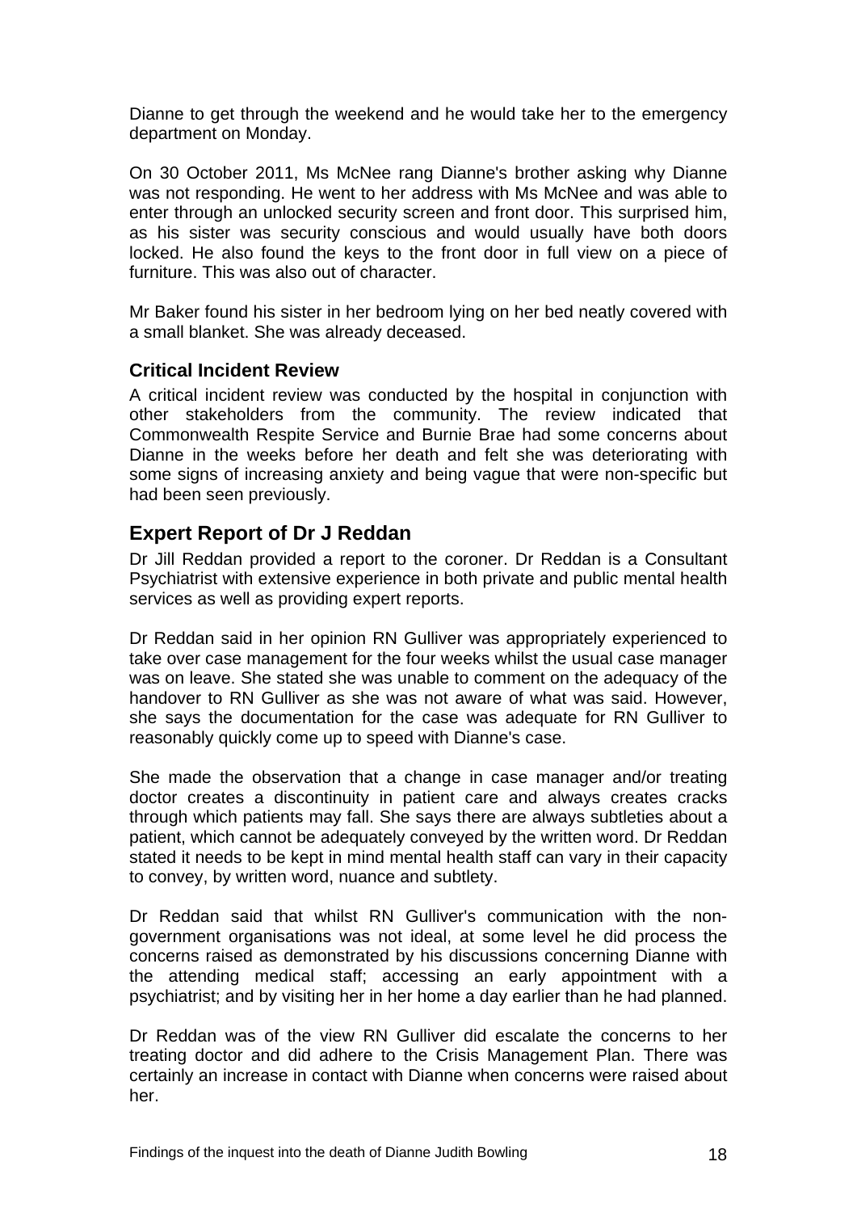Dianne to get through the weekend and he would take her to the emergency department on Monday.

On 30 October 2011, Ms McNee rang Dianne's brother asking why Dianne was not responding. He went to her address with Ms McNee and was able to enter through an unlocked security screen and front door. This surprised him, as his sister was security conscious and would usually have both doors locked. He also found the keys to the front door in full view on a piece of furniture. This was also out of character.

Mr Baker found his sister in her bedroom lying on her bed neatly covered with a small blanket. She was already deceased.

### Critical Incident Review

A critical incident review was conducted by the hospital in conjunction with other stakeholders from the community. The review indicated that Commonwealth Respite Service and Burnie Brae had some concerns about Dianne in the weeks before her death and felt she was deteriorating with some signs of increasing anxiety and being vague that were non-specific but had been seen previously.

## Expert Report of Dr J Reddan

Dr Jill Reddan provided a report to the coroner. Dr Reddan is a Consultant Psychiatrist with extensive experience in both private and public mental health services as well as providing expert reports.

Dr Reddan said in her opinion RN Gulliver was appropriately experienced to take over case management for the four weeks whilst the usual case manager was on leave. She stated she was unable to comment on the adequacy of the handover to RN Gulliver as she was not aware of what was said. However, she says the documentation for the case was adequate for RN Gulliver to reasonably quickly come up to speed with Dianne's case.

She made the observation that a change in case manager and/or treating doctor creates a discontinuity in patient care and always creates cracks through which patients may fall. She says there are always subtleties about a patient, which cannot be adequately conveyed by the written word. Dr Reddan stated it needs to be kept in mind mental health staff can vary in their capacity to convey, by written word, nuance and subtlety.

Dr Reddan said that whilst RN Gulliver's communication with the non-government organisations was not ideal, at some level he did process the concerns raised as demonstrated by his discussions concerning Dianne with the attending medical staff; accessing an early appointment with a psychiatrist; and by visiting her in her home a day earlier than he had planned.

Dr Reddan was of the view RN Gulliver did escalate the concerns to her treating doctor and did adhere to the Crisis Management Plan. There was certainly an increase in contact with Dianne when concerns were raised about her.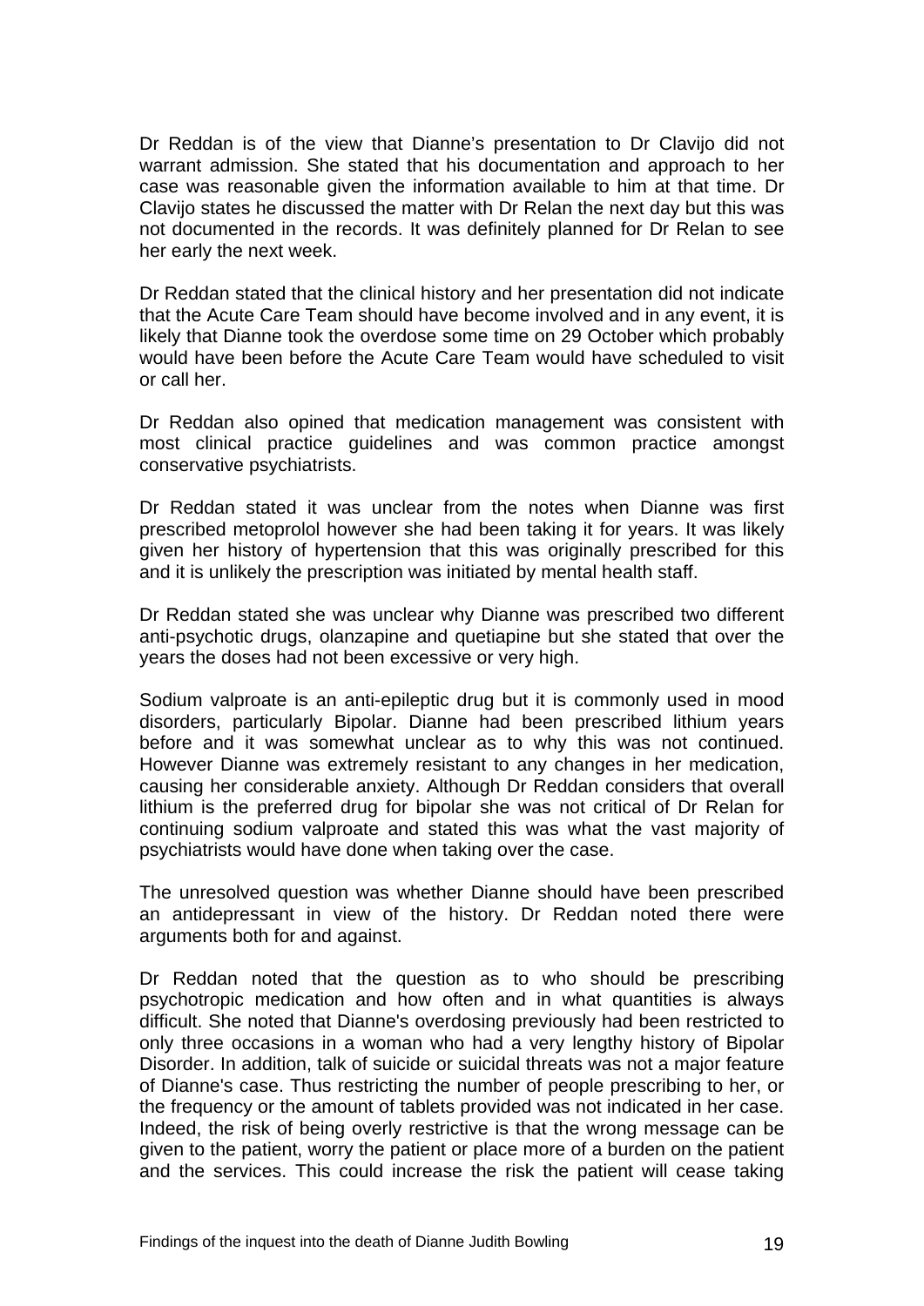Dr Reddan is of the view that Dianne's presentation to Dr Clavijo did not warrant admission. She stated that his documentation and approach to her case was reasonable given the information available to him at that time. Dr Clavijo states he discussed the matter with Dr Relan the next day but this was not documented in the records. It was definitely planned for Dr Relan to see her early the next week.

Dr Reddan stated that the clinical history and her presentation did not indicate that the Acute Care Team should have become involved and in any event, it is likely that Dianne took the overdose some time on 29 October which probably would have been before the Acute Care Team would have scheduled to visit or call her.

Dr Reddan also opined that medication management was consistent with most clinical practice guidelines and was common practice amongst conservative psychiatrists.

Dr Reddan stated it was unclear from the notes when Dianne was first prescribed metoprolol however she had been taking it for years. It was likely given her history of hypertension that this was originally prescribed for this and it is unlikely the prescription was initiated by mental health staff.

Dr Reddan stated she was unclear why Dianne was prescribed two different anti-psychotic drugs, olanzapine and quetiapine but she stated that over the years the doses had not been excessive or very high.

Sodium valproate is an anti-epileptic drug but it is commonly used in mood disorders, particularly Bipolar. Dianne had been prescribed lithium years before and it was somewhat unclear as to why this was not continued. However Dianne was extremely resistant to any changes in her medication, causing her considerable anxiety. Although Dr Reddan considers that overall lithium is the preferred drug for bipolar she was not critical of Dr Relan for continuing sodium valproate and stated this was what the vast majority of psychiatrists would have done when taking over the case.

The unresolved question was whether Dianne should have been prescribed an antidepressant in view of the history. Dr Reddan noted there were arguments both for and against.

Dr Reddan noted that the question as to who should be prescribing psychotropic medication and how often and in what quantities is always difficult. She noted that Dianne's overdosing previously had been restricted to only three occasions in a woman who had a very lengthy history of Bipolar Disorder. In addition, talk of suicide or suicidal threats was not a major feature of Dianne's case. Thus restricting the number of people prescribing to her, or the frequency or the amount of tablets provided was not indicated in her case. Indeed, the risk of being overly restrictive is that the wrong message can be given to the patient, worry the patient or place more of a burden on the patient and the services. This could increase the risk the patient will cease taking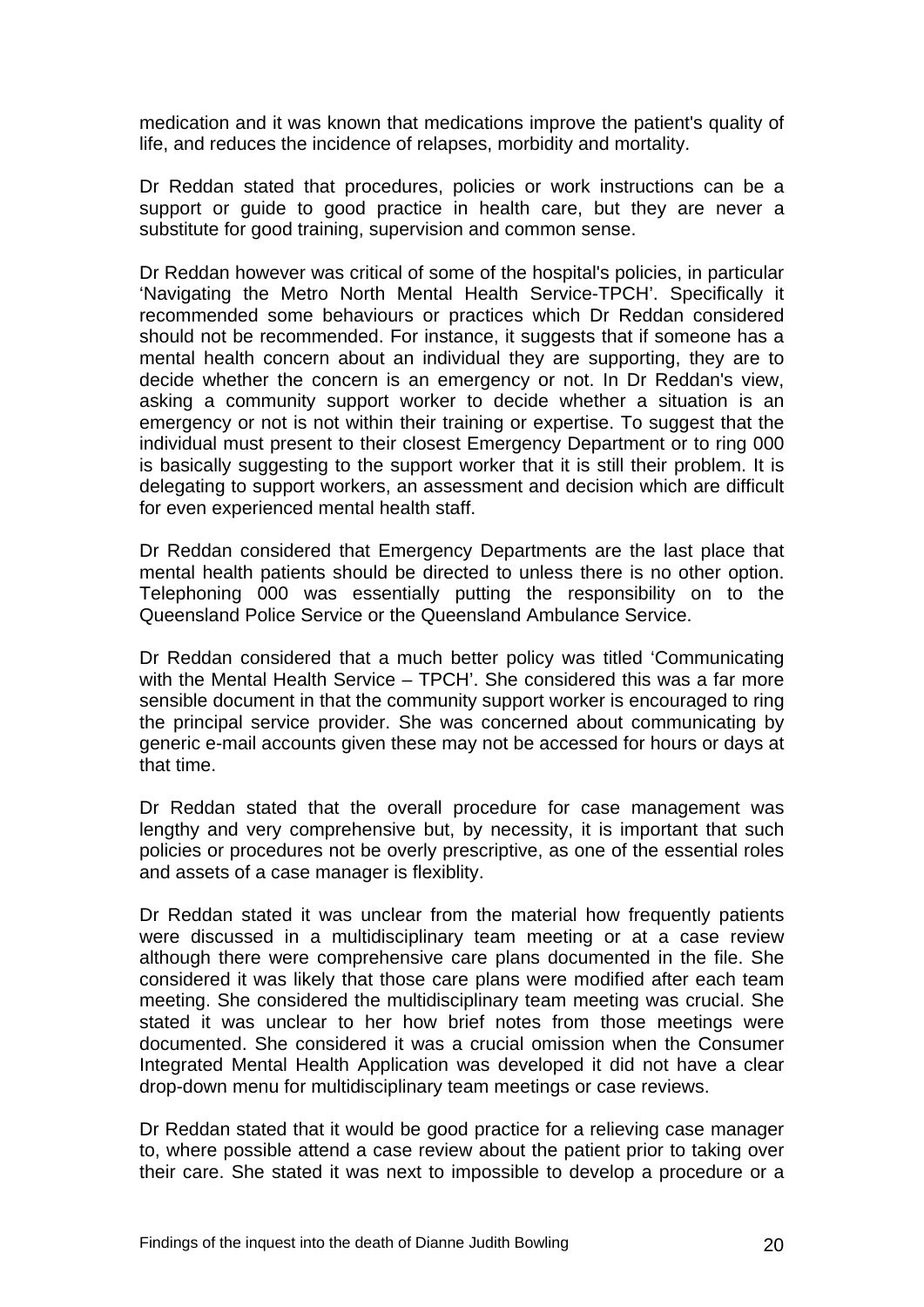medication and it was known that medications improve the patient's quality of life, and reduces the incidence of relapses, morbidity and mortality.

Dr Reddan stated that procedures, policies or work instructions can be a support or guide to good practice in health care, but they are never a substitute for good training, supervision and common sense.

Dr Reddan however was critical of some of the hospital's policies, in particular 'Navigating the Metro North Mental Health Service-TPCH'. Specifically it recommended some behaviours or practices which Dr Reddan considered should not be recommended. For instance, it suggests that if someone has a mental health concern about an individual they are supporting, they are to decide whether the concern is an emergency or not. In Dr Reddan's view, asking a community support worker to decide whether a situation is an emergency or not is not within their training or expertise. To suggest that the individual must present to their closest Emergency Department or to ring 000 is basically suggesting to the support worker that it is still their problem. It is delegating to support workers, an assessment and decision which are difficult for even experienced mental health staff.

Dr Reddan considered that Emergency Departments are the last place that mental health patients should be directed to unless there is no other option. Telephoning 000 was essentially putting the responsibility on to the Queensland Police Service or the Queensland Ambulance Service.

Dr Reddan considered that a much better policy was titled 'Communicating with the Mental Health Service – TPCH'. She considered this was a far more sensible document in that the community support worker is encouraged to ring the principal service provider. She was concerned about communicating by generic e-mail accounts given these may not be accessed for hours or days at that time.

Dr Reddan stated that the overall procedure for case management was lengthy and very comprehensive but, by necessity, it is important that such policies or procedures not be overly prescriptive, as one of the essential roles and assets of a case manager is flexiblity.

Dr Reddan stated it was unclear from the material how frequently patients were discussed in a multidisciplinary team meeting or at a case review although there were comprehensive care plans documented in the file. She considered it was likely that those care plans were modified after each team meeting. She considered the multidisciplinary team meeting was crucial. She stated it was unclear to her how brief notes from those meetings were documented. She considered it was a crucial omission when the Consumer Integrated Mental Health Application was developed it did not have a clear drop-down menu for multidisciplinary team meetings or case reviews.

Dr Reddan stated that it would be good practice for a relieving case manager to, where possible attend a case review about the patient prior to taking over their care. She stated it was next to impossible to develop a procedure or a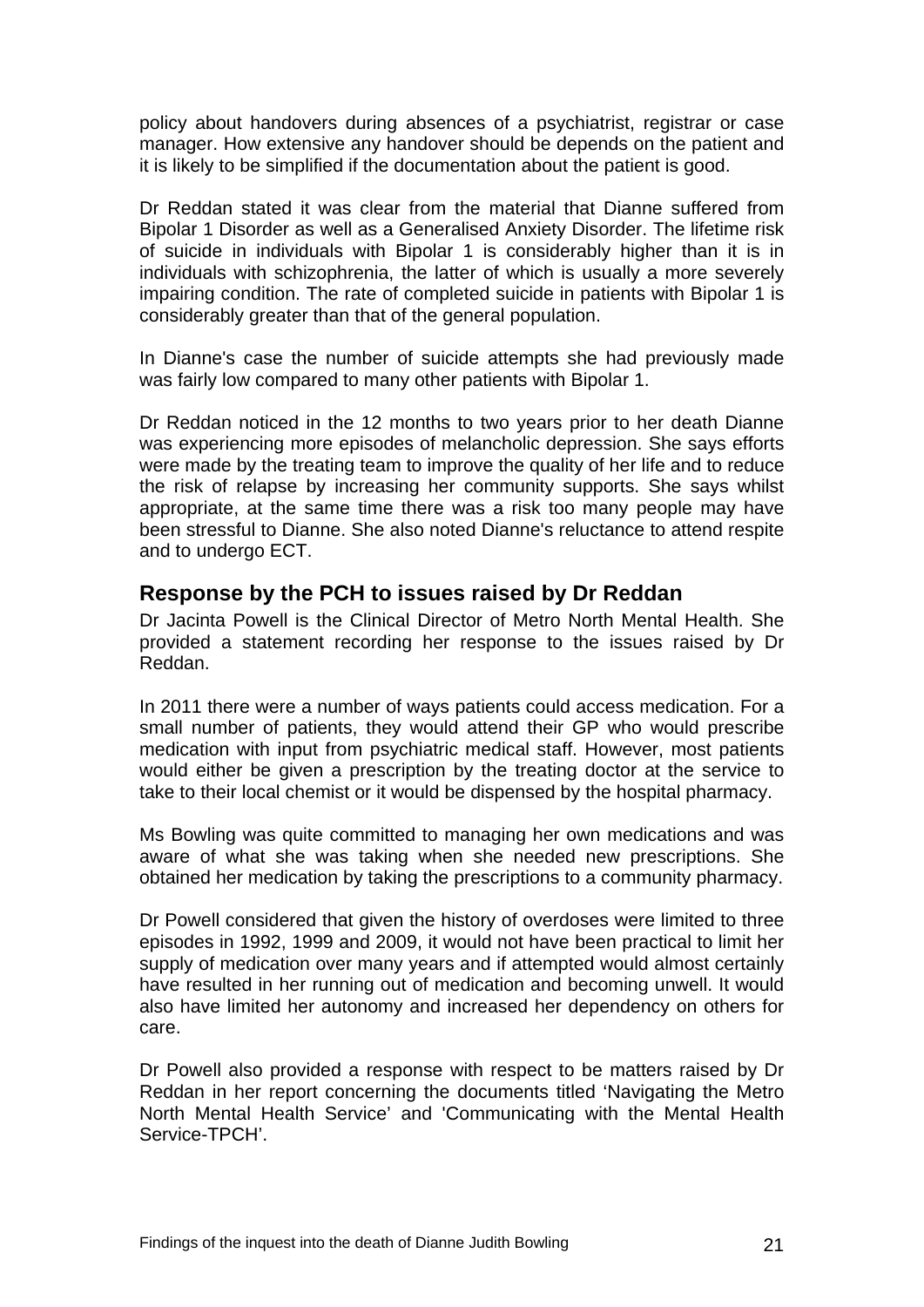policy about handovers during absences of a psychiatrist, registrar or case manager. How extensive any handover should be depends on the patient and it is likely to be simplified if the documentation about the patient is good.

Dr Reddan stated it was clear from the material that Dianne suffered from Bipolar 1 Disorder as well as a Generalised Anxiety Disorder. The lifetime risk of suicide in individuals with Bipolar 1 is considerably higher than it is in individuals with schizophrenia, the latter of which is usually a more severely impairing condition. The rate of completed suicide in patients with Bipolar 1 is considerably greater than that of the general population.

In Dianne's case the number of suicide attempts she had previously made was fairly low compared to many other patients with Bipolar 1.

Dr Reddan noticed in the 12 months to two years prior to her death Dianne was experiencing more episodes of melancholic depression. She says efforts were made by the treating team to improve the quality of her life and to reduce the risk of relapse by increasing her community supports. She says whilst appropriate, at the same time there was a risk too many people may have been stressful to Dianne. She also noted Dianne's reluctance to attend respite and to undergo ECT.

## Response by the PCH to issues raised by Dr Reddan

Dr Jacinta Powell is the Clinical Director of Metro North Mental Health. She provided a statement recording her response to the issues raised by Dr Reddan.

In 2011 there were a number of ways patients could access medication. For a small number of patients, they would attend their GP who would prescribe medication with input from psychiatric medical staff. However, most patients would either be given a prescription by the treating doctor at the service to take to their local chemist or it would be dispensed by the hospital pharmacy.

Ms Bowling was quite committed to managing her own medications and was aware of what she was taking when she needed new prescriptions. She obtained her medication by taking the prescriptions to a community pharmacy.

Dr Powell considered that given the history of overdoses were limited to three episodes in 1992, 1999 and 2009, it would not have been practical to limit her supply of medication over many years and if attempted would almost certainly have resulted in her running out of medication and becoming unwell. It would also have limited her autonomy and increased her dependency on others for care.

Dr Powell also provided a response with respect to be matters raised by Dr Reddan in her report concerning the documents titled 'Navigating the Metro North Mental Health Service' and 'Communicating with the Mental Health Service-TPCH'.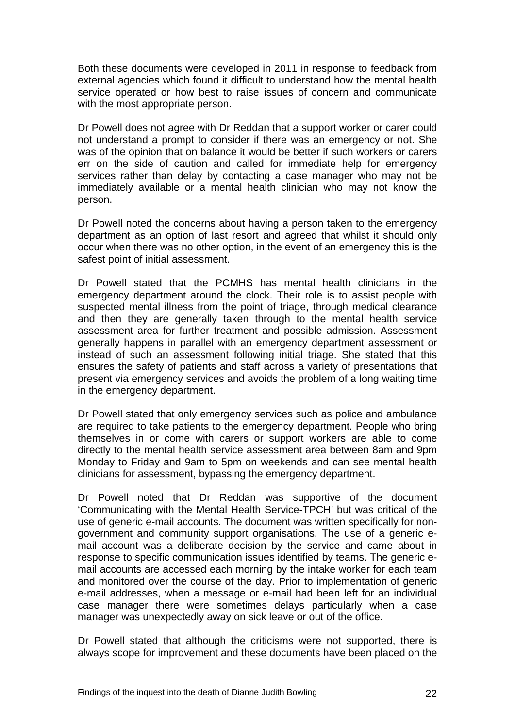Both these documents were developed in 2011 in response to feedback from external agencies which found it difficult to understand how the mental health service operated or how best to raise issues of concern and communicate with the most appropriate person.

Dr Powell does not agree with Dr Reddan that a support worker or carer could not understand a prompt to consider if there was an emergency or not. She was of the opinion that on balance it would be better if such workers or carers err on the side of caution and called for immediate help for emergency services rather than delay by contacting a case manager who may not be immediately available or a mental health clinician who may not know the person.

Dr Powell noted the concerns about having a person taken to the emergency department as an option of last resort and agreed that whilst it should only occur when there was no other option, in the event of an emergency this is the safest point of initial assessment.

Dr Powell stated that the PCMHS has mental health clinicians in the emergency department around the clock. Their role is to assist people with suspected mental illness from the point of triage, through medical clearance and then they are generally taken through to the mental health service assessment area for further treatment and possible admission. Assessment generally happens in parallel with an emergency department assessment or instead of such an assessment following initial triage. She stated that this ensures the safety of patients and staff across a variety of presentations that present via emergency services and avoids the problem of a long waiting time in the emergency department.

Dr Powell stated that only emergency services such as police and ambulance are required to take patients to the emergency department. People who bring themselves in or come with carers or support workers are able to come directly to the mental health service assessment area between 8am and 9pm Monday to Friday and 9am to 5pm on weekends and can see mental health clinicians for assessment, bypassing the emergency department.

Dr Powell noted that Dr Reddan was supportive of the document 'Communicating with the Mental Health Service-TPCH' but was critical of the use of generic e-mail accounts. The document was written specifically for non-government and community support organisations. The use of a generic e-mail account was a deliberate decision by the service and came about in response to specific communication issues identified by teams. The generic e-mail accounts are accessed each morning by the intake worker for each team and monitored over the course of the day. Prior to implementation of generic e-mail addresses, when a message or e-mail had been left for an individual case manager there were sometimes delays particularly when a case manager was unexpectedly away on sick leave or out of the office.

Dr Powell stated that although the criticisms were not supported, there is always scope for improvement and these documents have been placed on the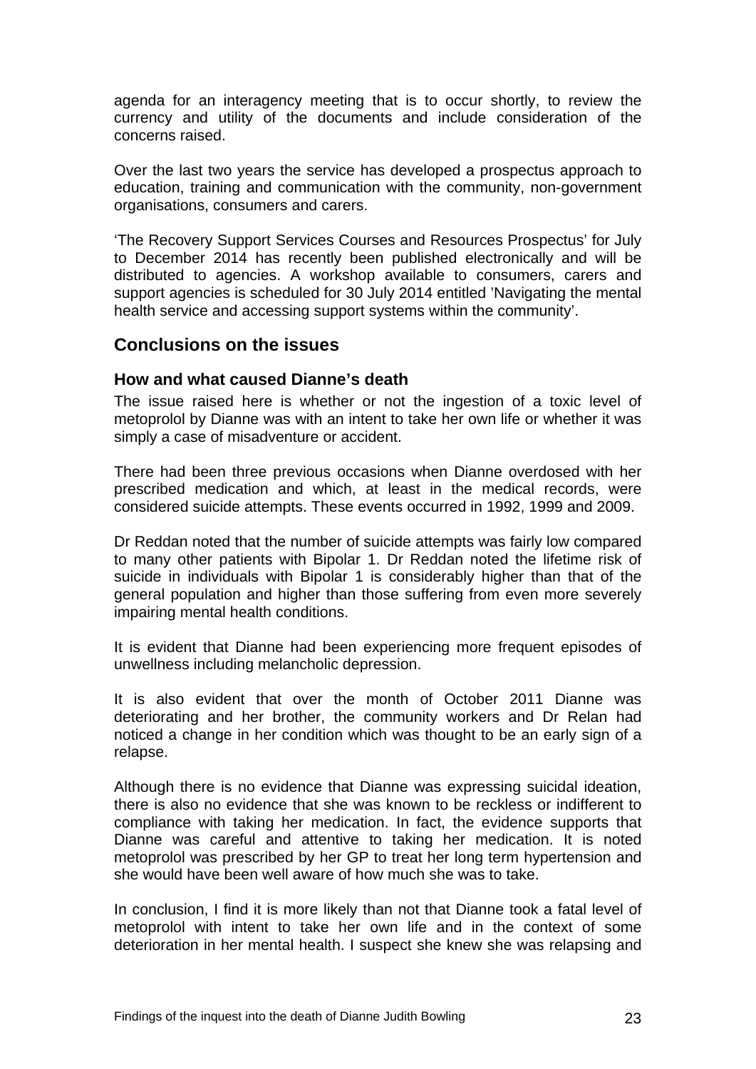agenda for an interagency meeting that is to occur shortly, to review the currency and utility of the documents and include consideration of the concerns raised.

Over the last two years the service has developed a prospectus approach to education, training and communication with the community, non-government organisations, consumers and carers.

'The Recovery Support Services Courses and Resources Prospectus' for July to December 2014 has recently been published electronically and will be distributed to agencies. A workshop available to consumers, carers and support agencies is scheduled for 30 July 2014 entitled 'Navigating the mental health service and accessing support systems within the community'.

## Conclusions on the issues

### How and what caused Dianne's death

The issue raised here is whether or not the ingestion of a toxic level of metoprolol by Dianne was with an intent to take her own life or whether it was simply a case of misadventure or accident.

There had been three previous occasions when Dianne overdosed with her prescribed medication and which, at least in the medical records, were considered suicide attempts. These events occurred in 1992, 1999 and 2009.

Dr Reddan noted that the number of suicide attempts was fairly low compared to many other patients with Bipolar 1. Dr Reddan noted the lifetime risk of suicide in individuals with Bipolar 1 is considerably higher than that of the general population and higher than those suffering from even more severely impairing mental health conditions.

It is evident that Dianne had been experiencing more frequent episodes of unwellness including melancholic depression.

It is also evident that over the month of October 2011 Dianne was deteriorating and her brother, the community workers and Dr Relan had noticed a change in her condition which was thought to be an early sign of a relapse.

Although there is no evidence that Dianne was expressing suicidal ideation, there is also no evidence that she was known to be reckless or indifferent to compliance with taking her medication. In fact, the evidence supports that Dianne was careful and attentive to taking her medication. It is noted metoprolol was prescribed by her GP to treat her long term hypertension and she would have been well aware of how much she was to take.

In conclusion, I find it is more likely than not that Dianne took a fatal level of metoprolol with intent to take her own life and in the context of some deterioration in her mental health. I suspect she knew she was relapsing and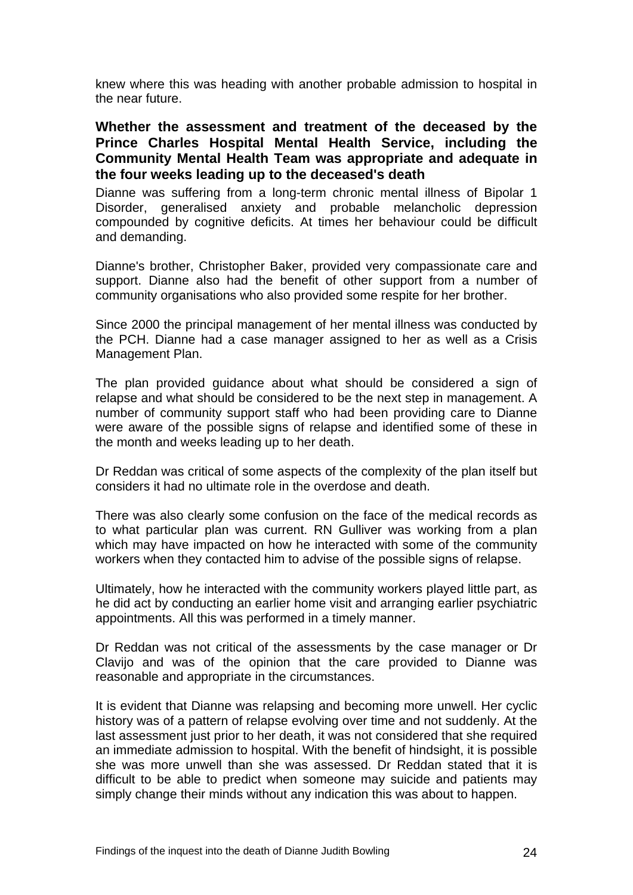knew where this was heading with another probable admission to hospital in the near future.

**Whether the assessment and treatment of the deceased by the Prince Charles Hospital Mental Health Service, including the Community Mental Health Team was appropriate and adequate in the four weeks leading up to the deceased's death**

Dianne was suffering from a long-term chronic mental illness of Bipolar 1 Disorder, generalised anxiety and probable melancholic depression compounded by cognitive deficits. At times her behaviour could be difficult and demanding.

Dianne's brother, Christopher Baker, provided very compassionate care and support. Dianne also had the benefit of other support from a number of community organisations who also provided some respite for her brother.

Since 2000 the principal management of her mental illness was conducted by the PCH. Dianne had a case manager assigned to her as well as a Crisis Management Plan.

The plan provided guidance about what should be considered a sign of relapse and what should be considered to be the next step in management. A number of community support staff who had been providing care to Dianne were aware of the possible signs of relapse and identified some of these in the month and weeks leading up to her death.

Dr Reddan was critical of some aspects of the complexity of the plan itself but considers it had no ultimate role in the overdose and death.

There was also clearly some confusion on the face of the medical records as to what particular plan was current. RN Gulliver was working from a plan which may have impacted on how he interacted with some of the community workers when they contacted him to advise of the possible signs of relapse.

Ultimately, how he interacted with the community workers played little part, as he did act by conducting an earlier home visit and arranging earlier psychiatric appointments. All this was performed in a timely manner.

Dr Reddan was not critical of the assessments by the case manager or Dr Clavijo and was of the opinion that the care provided to Dianne was reasonable and appropriate in the circumstances.

It is evident that Dianne was relapsing and becoming more unwell. Her cyclic history was of a pattern of relapse evolving over time and not suddenly. At the last assessment just prior to her death, it was not considered that she required an immediate admission to hospital. With the benefit of hindsight, it is possible she was more unwell than she was assessed. Dr Reddan stated that it is difficult to be able to predict when someone may suicide and patients may simply change their minds without any indication this was about to happen.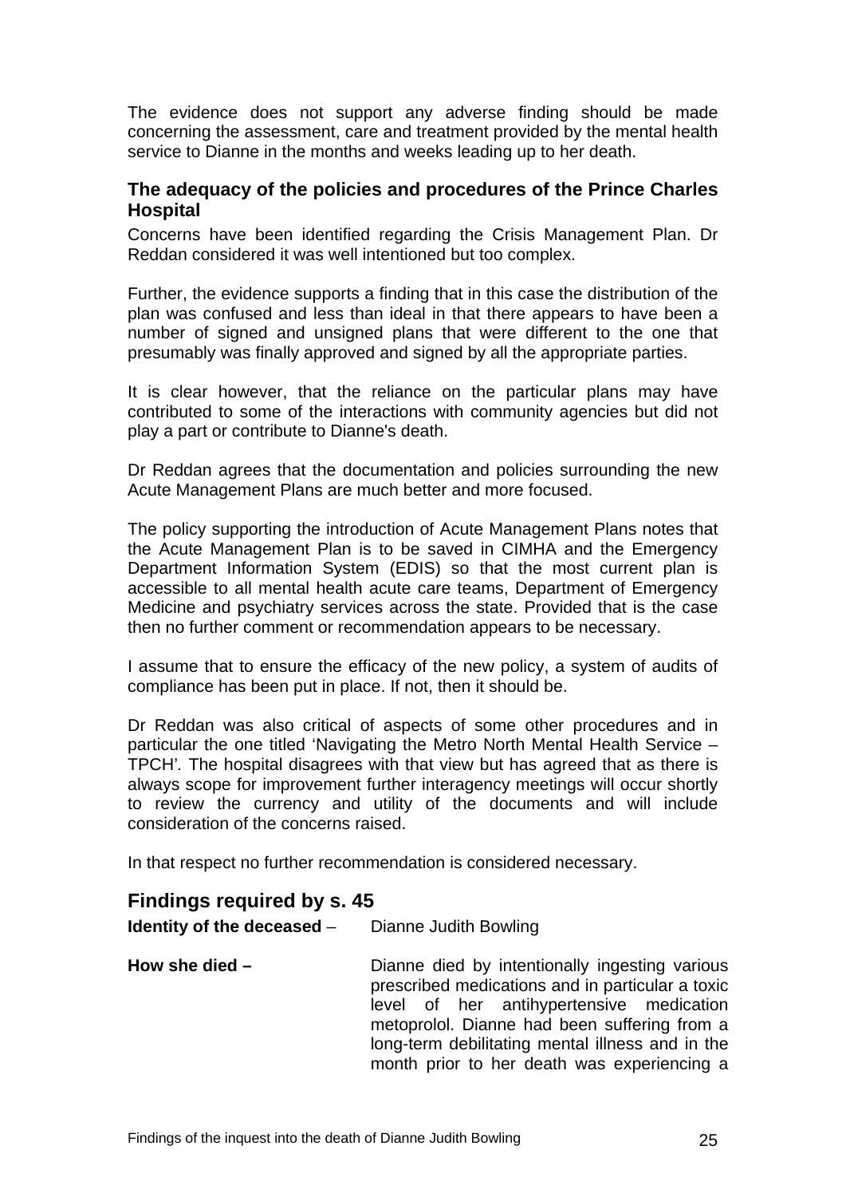The evidence does not support any adverse finding should be made concerning the assessment, care and treatment provided by the mental health service to Dianne in the months and weeks leading up to her death.

### The adequacy of the policies and procedures of the Prince Charles Hospital

Concerns have been identified regarding the Crisis Management Plan. Dr Reddan considered it was well intentioned but too complex.

Further, the evidence supports a finding that in this case the distribution of the plan was confused and less than ideal in that there appears to have been a number of signed and unsigned plans that were different to the one that presumably was finally approved and signed by all the appropriate parties.

It is clear however, that the reliance on the particular plans may have contributed to some of the interactions with community agencies but did not play a part or contribute to Dianne's death.

Dr Reddan agrees that the documentation and policies surrounding the new Acute Management Plans are much better and more focused.

The policy supporting the introduction of Acute Management Plans notes that the Acute Management Plan is to be saved in CIMHA and the Emergency Department Information System (EDIS) so that the most current plan is accessible to all mental health acute care teams, Department of Emergency Medicine and psychiatry services across the state. Provided that is the case then no further comment or recommendation appears to be necessary.

I assume that to ensure the efficacy of the new policy, a system of audits of compliance has been put in place. If not, then it should be.

Dr Reddan was also critical of aspects of some other procedures and in particular the one titled 'Navigating the Metro North Mental Health Service – TPCH'. The hospital disagrees with that view but has agreed that as there is always scope for improvement further interagency meetings will occur shortly to review the currency and utility of the documents and will include consideration of the concerns raised.

In that respect no further recommendation is considered necessary.

## Findings required by s. 45

**Identity of the deceased** – Dianne Judith Bowling

**How she died –** Dianne died by intentionally ingesting various prescribed medications and in particular a toxic level of her antihypertensive medication metoprolol. Dianne had been suffering from a long-term debilitating mental illness and in the month prior to her death was experiencing a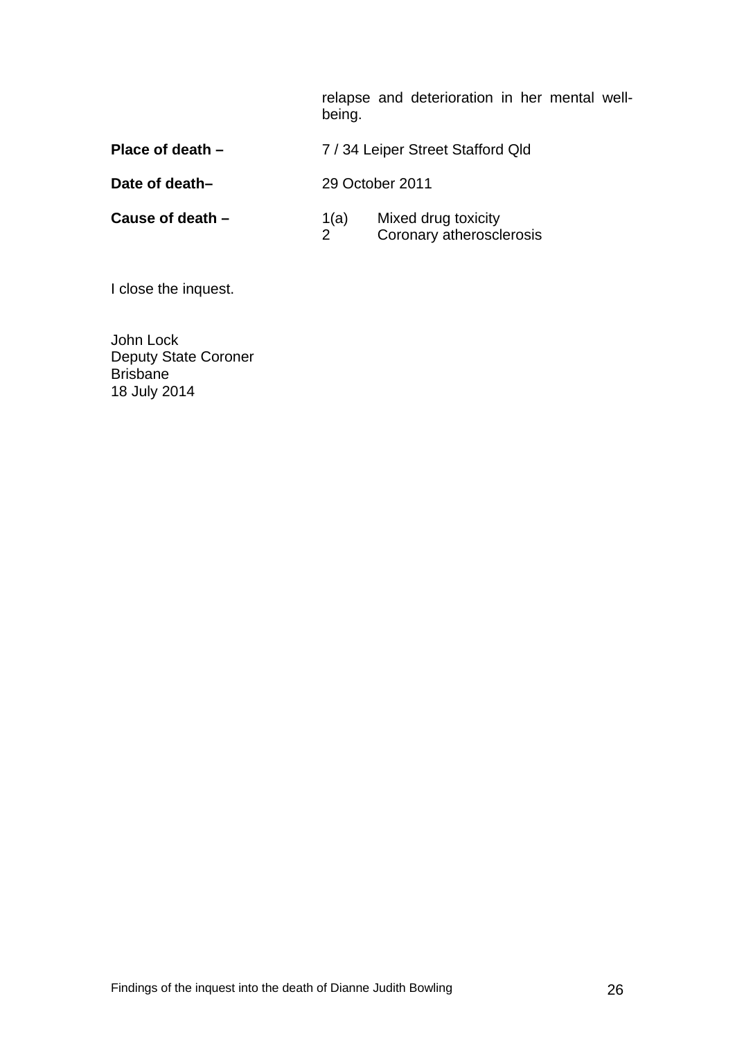relapse and deterioration in her mental well-being.

**Place of death –** 7 / 34 Leiper Street Stafford Qld

**Date of death–** 29 October 2011

**Cause of death –** 1(a) Mixed drug toxicity
2 Coronary atherosclerosis

I close the inquest.

John Lock
Deputy State Coroner
Brisbane
18 July 2014